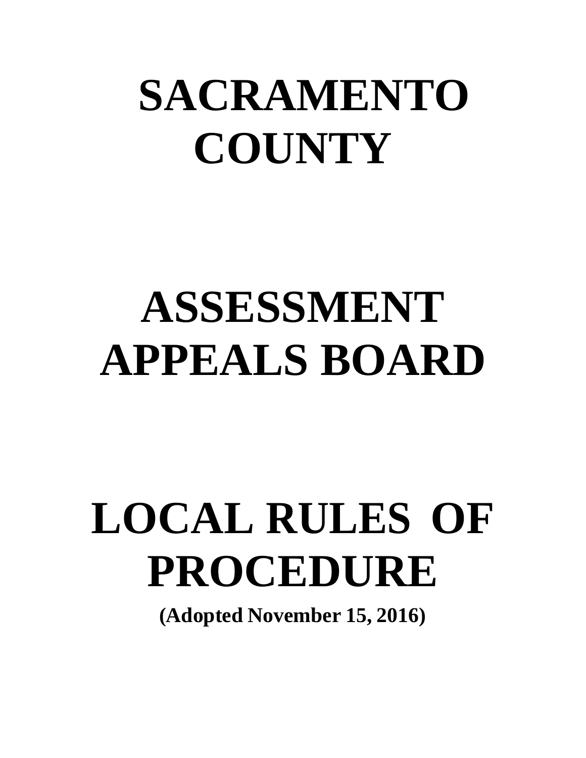# SACRAMENTO COUNTY

# ASSESSMENT APPEALS BOARD

# LOCAL RULES OF PROCEDURE

**(Adopted November 15, 2016)**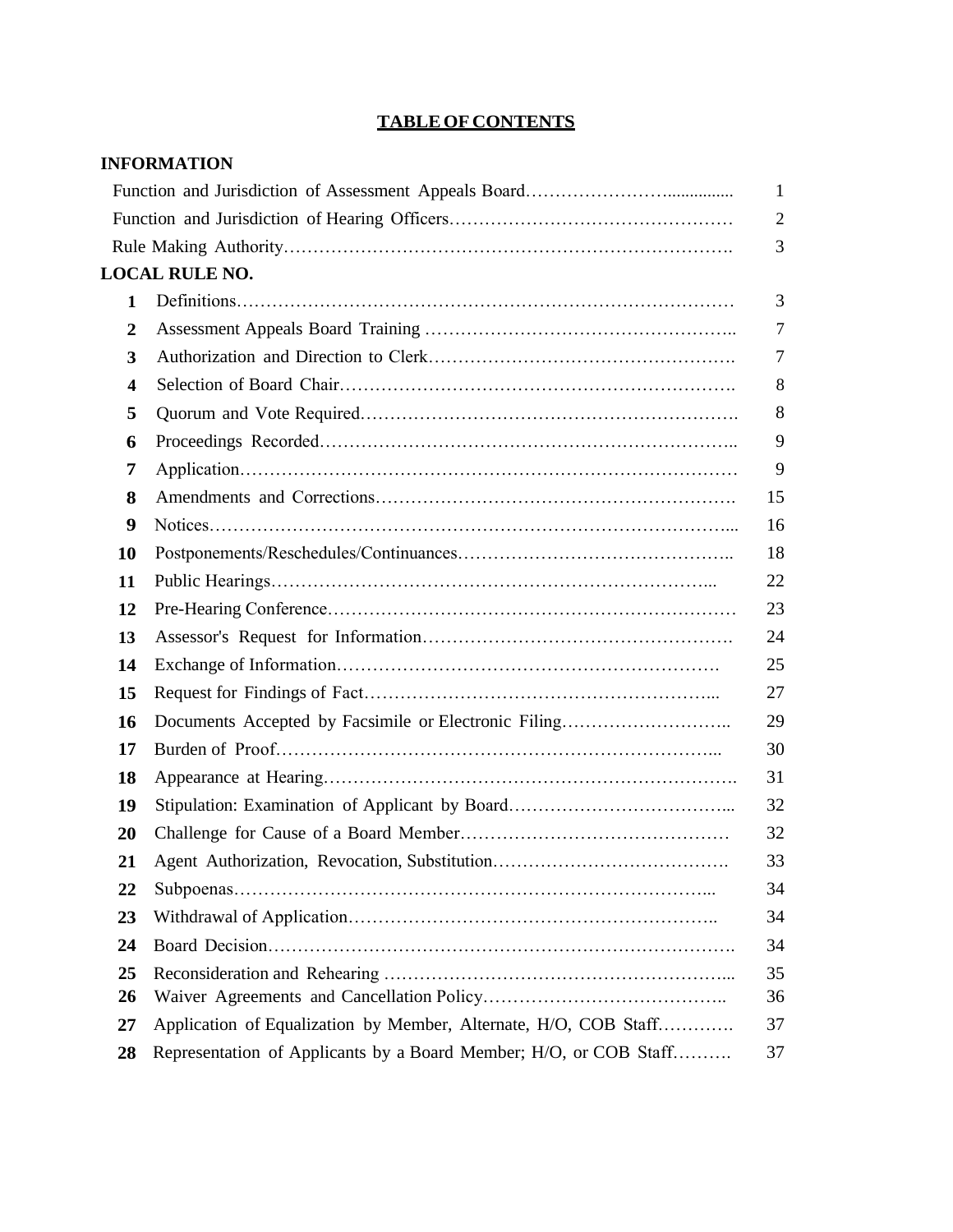# TABLE OF CONTENTS

**INFORMATION**

| | | |
|---|---|---|
| | Function and Jurisdiction of Assessment Appeals Board | 1 |
| | Function and Jurisdiction of Hearing Officers | 2 |
| | Rule Making Authority | 3 |

**LOCAL RULE NO.**

| No. | Title | Page |
|---|---|---|
| **1** | Definitions | 3 |
| **2** | Assessment Appeals Board Training | 7 |
| **3** | Authorization and Direction to Clerk | 7 |
| **4** | Selection of Board Chair | 8 |
| **5** | Quorum and Vote Required | 8 |
| **6** | Proceedings Recorded | 9 |
| **7** | Application | 9 |
| **8** | Amendments and Corrections | 15 |
| **9** | Notices | 16 |
| **10** | Postponements/Reschedules/Continuances | 18 |
| **11** | Public Hearings | 22 |
| **12** | Pre-Hearing Conference | 23 |
| **13** | Assessor's Request for Information | 24 |
| **14** | Exchange of Information | 25 |
| **15** | Request for Findings of Fact | 27 |
| **16** | Documents Accepted by Facsimile or Electronic Filing | 29 |
| **17** | Burden of Proof | 30 |
| **18** | Appearance at Hearing | 31 |
| **19** | Stipulation: Examination of Applicant by Board | 32 |
| **20** | Challenge for Cause of a Board Member | 32 |
| **21** | Agent Authorization, Revocation, Substitution | 33 |
| **22** | Subpoenas | 34 |
| **23** | Withdrawal of Application | 34 |
| **24** | Board Decision | 34 |
| **25** | Reconsideration and Rehearing | 35 |
| **26** | Waiver Agreements and Cancellation Policy | 36 |
| **27** | Application of Equalization by Member, Alternate, H/O, COB Staff | 37 |
| **28** | Representation of Applicants by a Board Member; H/O, or COB Staff | 37 |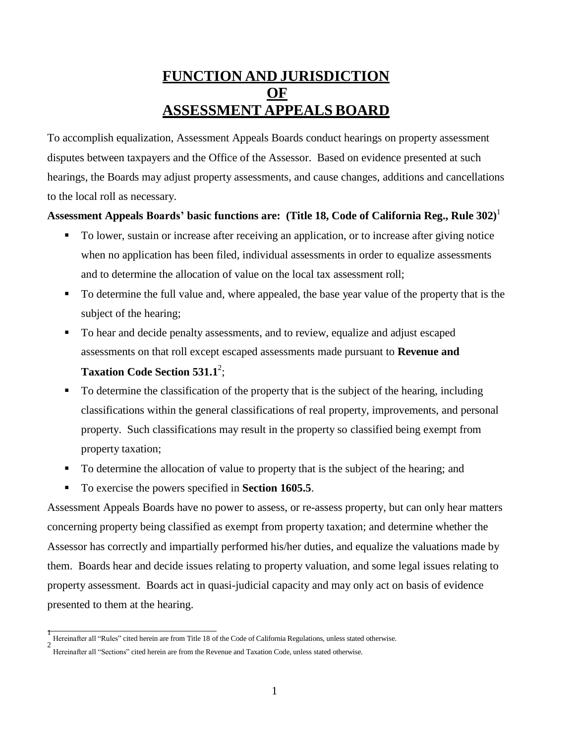# FUNCTION AND JURISDICTION OF ASSESSMENT APPEALS BOARD

To accomplish equalization, Assessment Appeals Boards conduct hearings on property assessment disputes between taxpayers and the Office of the Assessor. Based on evidence presented at such hearings, the Boards may adjust property assessments, and cause changes, additions and cancellations to the local roll as necessary.

**Assessment Appeals Boards' basic functions are: (Title 18, Code of California Reg., Rule 302)**[1]

- To lower, sustain or increase after receiving an application, or to increase after giving notice when no application has been filed, individual assessments in order to equalize assessments and to determine the allocation of value on the local tax assessment roll;
- To determine the full value and, where appealed, the base year value of the property that is the subject of the hearing;
- To hear and decide penalty assessments, and to review, equalize and adjust escaped assessments on that roll except escaped assessments made pursuant to **Revenue and Taxation Code Section 531.1**[2];
- To determine the classification of the property that is the subject of the hearing, including classifications within the general classifications of real property, improvements, and personal property. Such classifications may result in the property so classified being exempt from property taxation;
- To determine the allocation of value to property that is the subject of the hearing; and
- To exercise the powers specified in **Section 1605.5**.

Assessment Appeals Boards have no power to assess, or re-assess property, but can only hear matters concerning property being classified as exempt from property taxation; and determine whether the Assessor has correctly and impartially performed his/her duties, and equalize the valuations made by them. Boards hear and decide issues relating to property valuation, and some legal issues relating to property assessment. Boards act in quasi-judicial capacity and may only act on basis of evidence presented to them at the hearing.

---

[1] Hereinafter all "Rules" cited herein are from Title 18 of the Code of California Regulations, unless stated otherwise.

[2] Hereinafter all "Sections" cited herein are from the Revenue and Taxation Code, unless stated otherwise.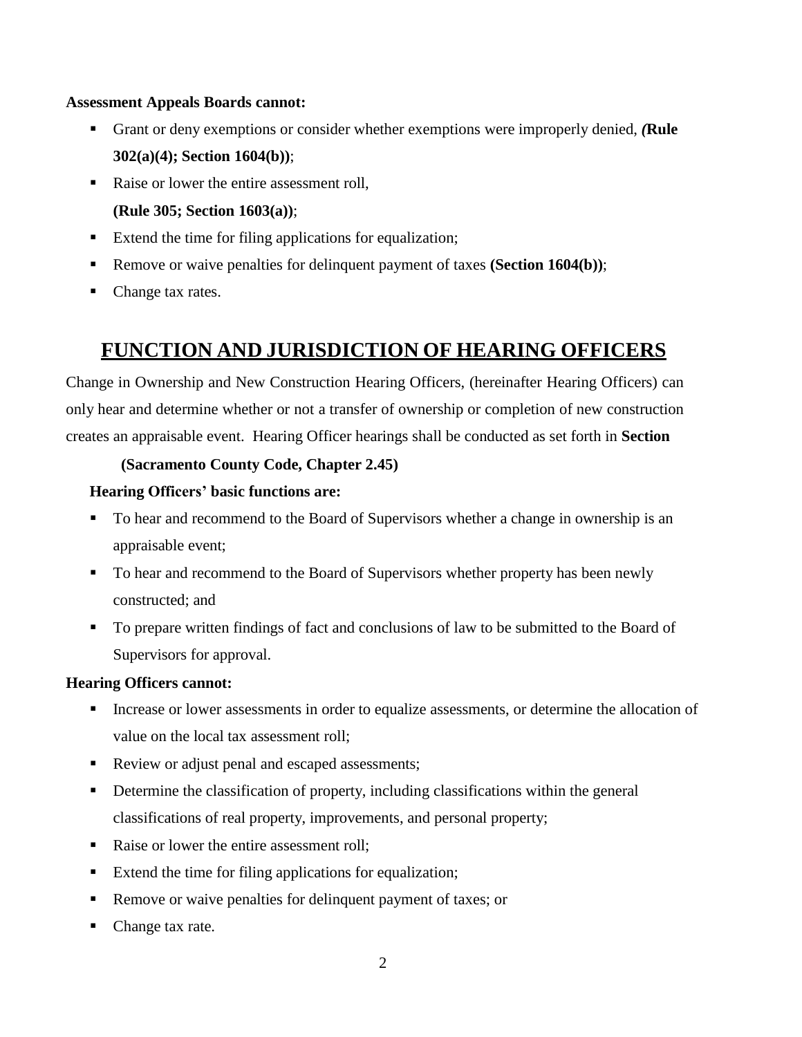**Assessment Appeals Boards cannot:**

- Grant or deny exemptions or consider whether exemptions were improperly denied, ***(*Rule 302(a)(4); Section 1604(b))**;
- Raise or lower the entire assessment roll, **(Rule 305; Section 1603(a))**;
- Extend the time for filing applications for equalization;
- Remove or waive penalties for delinquent payment of taxes **(Section 1604(b))**;
- Change tax rates.

## FUNCTION AND JURISDICTION OF HEARING OFFICERS

Change in Ownership and New Construction Hearing Officers, (hereinafter Hearing Officers) can only hear and determine whether or not a transfer of ownership or completion of new construction creates an appraisable event. Hearing Officer hearings shall be conducted as set forth in **Section**

**(Sacramento County Code, Chapter 2.45)**

**Hearing Officers' basic functions are:**

- To hear and recommend to the Board of Supervisors whether a change in ownership is an appraisable event;
- To hear and recommend to the Board of Supervisors whether property has been newly constructed; and
- To prepare written findings of fact and conclusions of law to be submitted to the Board of Supervisors for approval.

**Hearing Officers cannot:**

- Increase or lower assessments in order to equalize assessments, or determine the allocation of value on the local tax assessment roll;
- Review or adjust penal and escaped assessments;
- Determine the classification of property, including classifications within the general classifications of real property, improvements, and personal property;
- Raise or lower the entire assessment roll;
- Extend the time for filing applications for equalization;
- Remove or waive penalties for delinquent payment of taxes; or
- Change tax rate.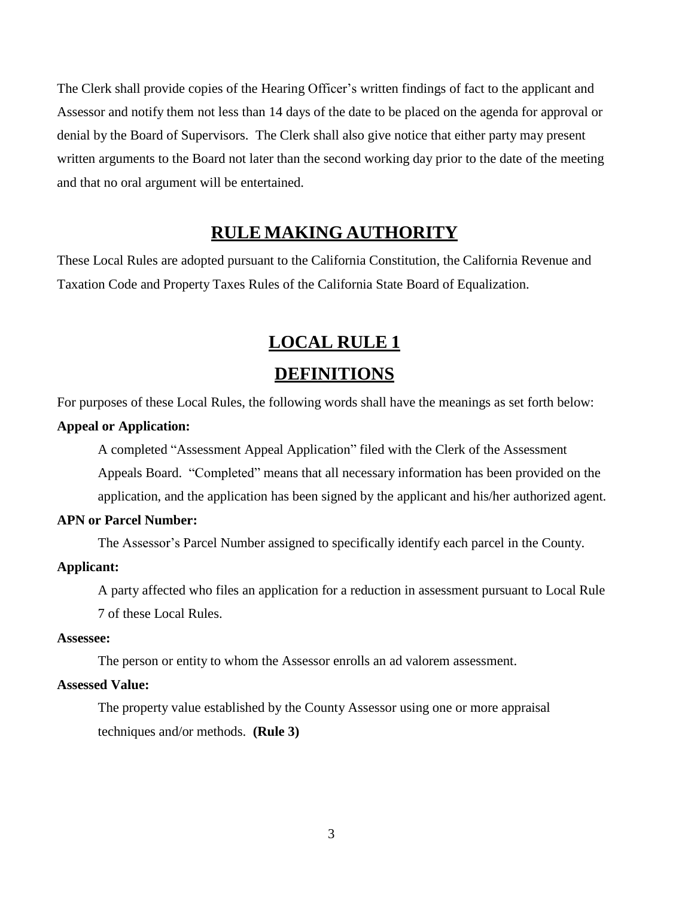The Clerk shall provide copies of the Hearing Officer's written findings of fact to the applicant and Assessor and notify them not less than 14 days of the date to be placed on the agenda for approval or denial by the Board of Supervisors. The Clerk shall also give notice that either party may present written arguments to the Board not later than the second working day prior to the date of the meeting and that no oral argument will be entertained.

## RULE MAKING AUTHORITY

These Local Rules are adopted pursuant to the California Constitution, the California Revenue and Taxation Code and Property Taxes Rules of the California State Board of Equalization.

## LOCAL RULE 1

## DEFINITIONS

For purposes of these Local Rules, the following words shall have the meanings as set forth below:

**Appeal or Application:**

A completed "Assessment Appeal Application" filed with the Clerk of the Assessment Appeals Board. "Completed" means that all necessary information has been provided on the application, and the application has been signed by the applicant and his/her authorized agent.

**APN or Parcel Number:**

The Assessor's Parcel Number assigned to specifically identify each parcel in the County.

**Applicant:**

A party affected who files an application for a reduction in assessment pursuant to Local Rule 7 of these Local Rules.

**Assessee:**

The person or entity to whom the Assessor enrolls an ad valorem assessment.

**Assessed Value:**

The property value established by the County Assessor using one or more appraisal techniques and/or methods. **(Rule 3)**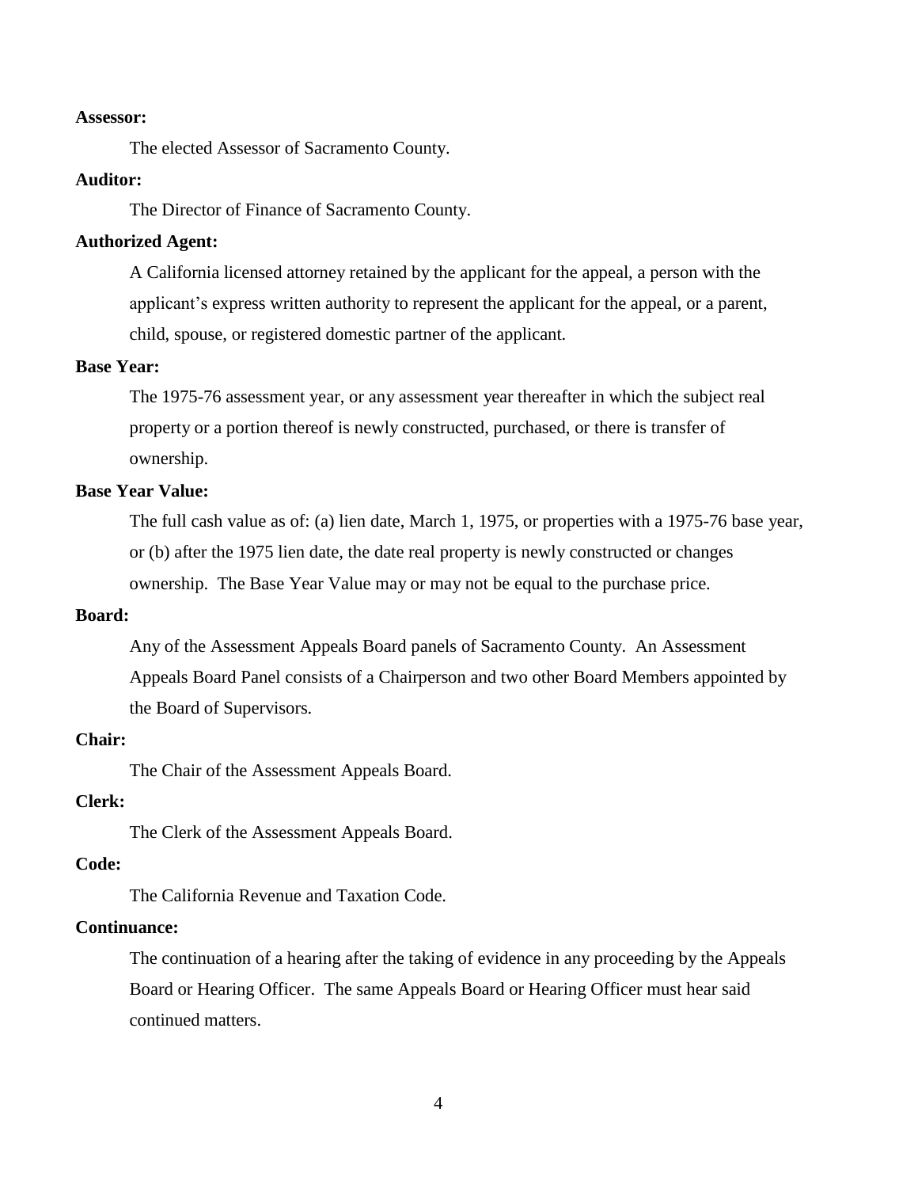**Assessor:**

The elected Assessor of Sacramento County.

**Auditor:**

The Director of Finance of Sacramento County.

**Authorized Agent:**

A California licensed attorney retained by the applicant for the appeal, a person with the applicant's express written authority to represent the applicant for the appeal, or a parent, child, spouse, or registered domestic partner of the applicant.

**Base Year:**

The 1975-76 assessment year, or any assessment year thereafter in which the subject real property or a portion thereof is newly constructed, purchased, or there is transfer of ownership.

**Base Year Value:**

The full cash value as of: (a) lien date, March 1, 1975, or properties with a 1975-76 base year, or (b) after the 1975 lien date, the date real property is newly constructed or changes ownership. The Base Year Value may or may not be equal to the purchase price.

**Board:**

Any of the Assessment Appeals Board panels of Sacramento County. An Assessment Appeals Board Panel consists of a Chairperson and two other Board Members appointed by the Board of Supervisors.

**Chair:**

The Chair of the Assessment Appeals Board.

**Clerk:**

The Clerk of the Assessment Appeals Board.

**Code:**

The California Revenue and Taxation Code.

**Continuance:**

The continuation of a hearing after the taking of evidence in any proceeding by the Appeals Board or Hearing Officer. The same Appeals Board or Hearing Officer must hear said continued matters.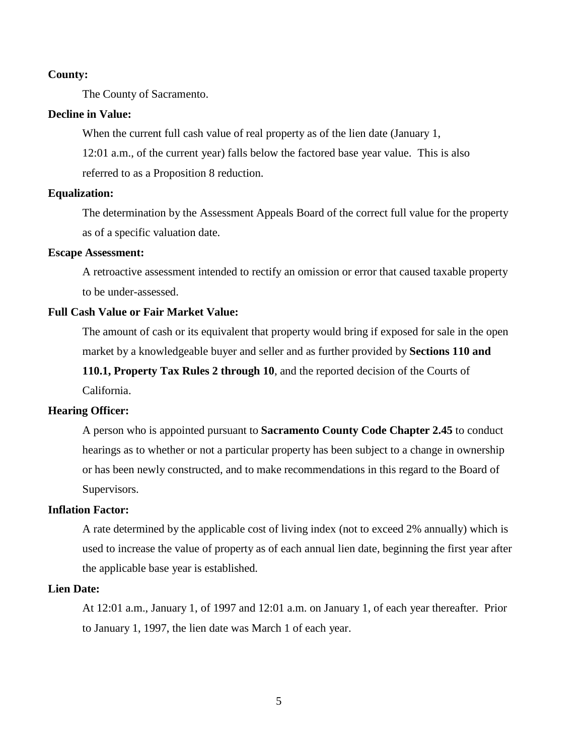**County:**

The County of Sacramento.

**Decline in Value:**

When the current full cash value of real property as of the lien date (January 1, 12:01 a.m., of the current year) falls below the factored base year value. This is also referred to as a Proposition 8 reduction.

**Equalization:**

The determination by the Assessment Appeals Board of the correct full value for the property as of a specific valuation date.

**Escape Assessment:**

A retroactive assessment intended to rectify an omission or error that caused taxable property to be under-assessed.

**Full Cash Value or Fair Market Value:**

The amount of cash or its equivalent that property would bring if exposed for sale in the open market by a knowledgeable buyer and seller and as further provided by **Sections 110 and 110.1, Property Tax Rules 2 through 10**, and the reported decision of the Courts of California.

**Hearing Officer:**

A person who is appointed pursuant to **Sacramento County Code Chapter 2.45** to conduct hearings as to whether or not a particular property has been subject to a change in ownership or has been newly constructed, and to make recommendations in this regard to the Board of Supervisors.

**Inflation Factor:**

A rate determined by the applicable cost of living index (not to exceed 2% annually) which is used to increase the value of property as of each annual lien date, beginning the first year after the applicable base year is established.

**Lien Date:**

At 12:01 a.m., January 1, of 1997 and 12:01 a.m. on January 1, of each year thereafter. Prior to January 1, 1997, the lien date was March 1 of each year.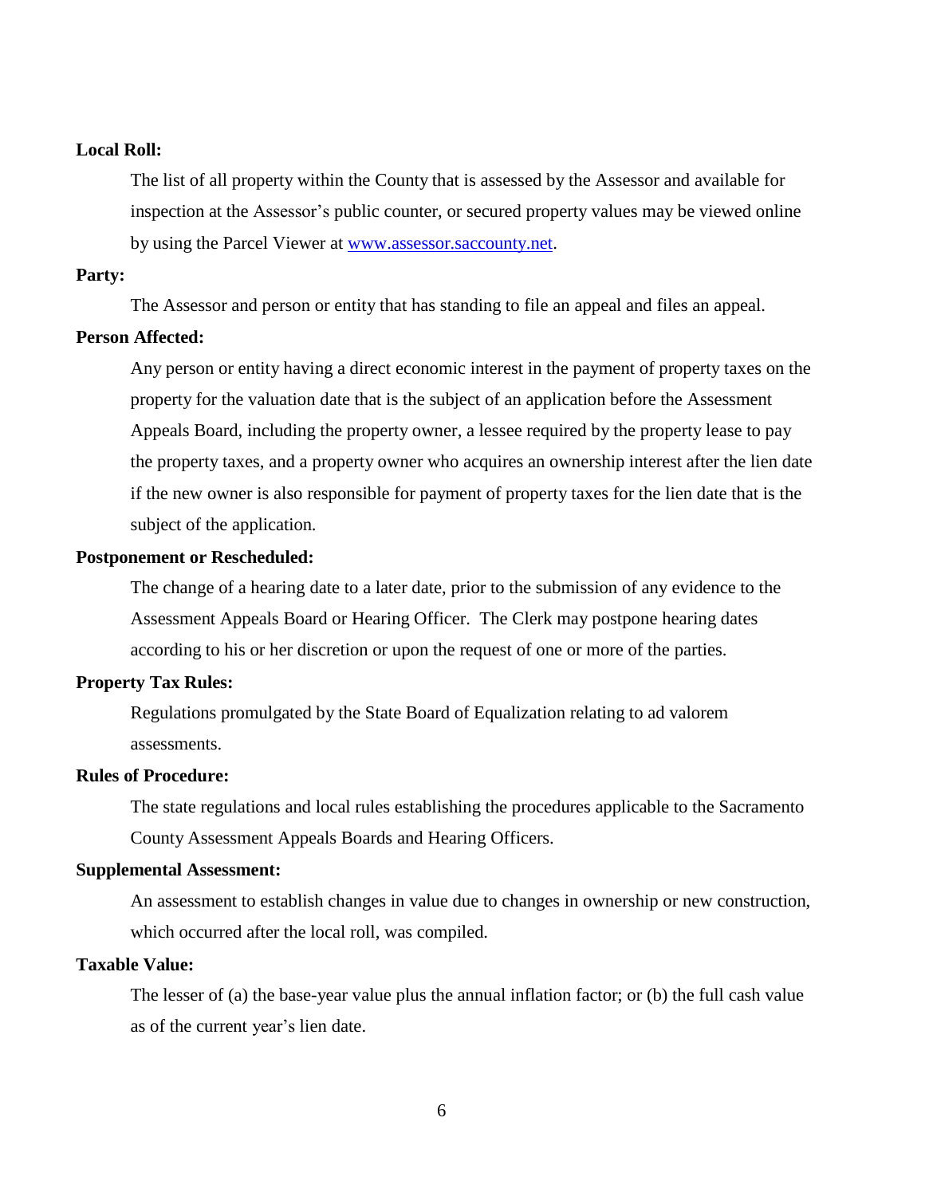**Local Roll:**

The list of all property within the County that is assessed by the Assessor and available for inspection at the Assessor's public counter, or secured property values may be viewed online by using the Parcel Viewer at www.assessor.saccounty.net.

**Party:**

The Assessor and person or entity that has standing to file an appeal and files an appeal.

**Person Affected:**

Any person or entity having a direct economic interest in the payment of property taxes on the property for the valuation date that is the subject of an application before the Assessment Appeals Board, including the property owner, a lessee required by the property lease to pay the property taxes, and a property owner who acquires an ownership interest after the lien date if the new owner is also responsible for payment of property taxes for the lien date that is the subject of the application.

**Postponement or Rescheduled:**

The change of a hearing date to a later date, prior to the submission of any evidence to the Assessment Appeals Board or Hearing Officer. The Clerk may postpone hearing dates according to his or her discretion or upon the request of one or more of the parties.

**Property Tax Rules:**

Regulations promulgated by the State Board of Equalization relating to ad valorem assessments.

**Rules of Procedure:**

The state regulations and local rules establishing the procedures applicable to the Sacramento County Assessment Appeals Boards and Hearing Officers.

**Supplemental Assessment:**

An assessment to establish changes in value due to changes in ownership or new construction, which occurred after the local roll, was compiled.

**Taxable Value:**

The lesser of (a) the base-year value plus the annual inflation factor; or (b) the full cash value as of the current year's lien date.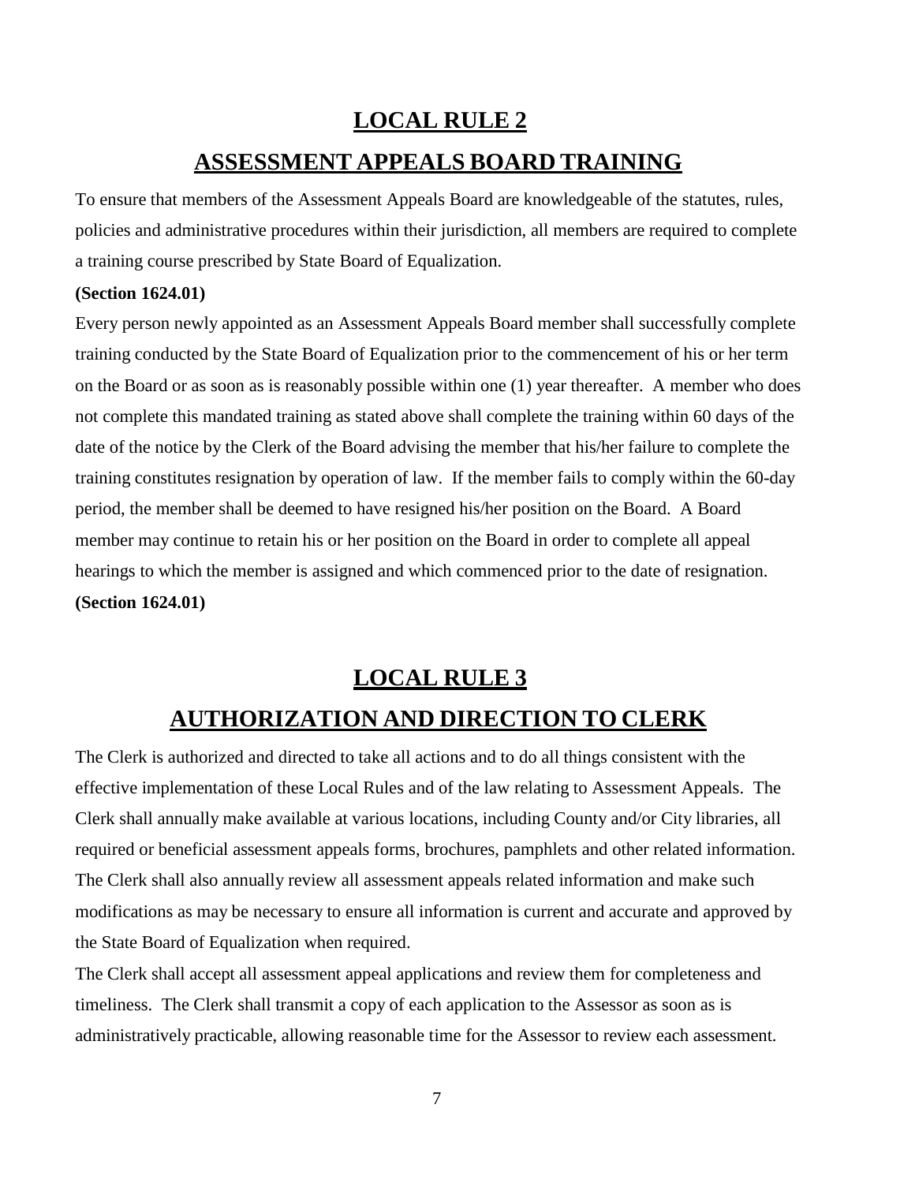## LOCAL RULE 2

## ASSESSMENT APPEALS BOARD TRAINING

To ensure that members of the Assessment Appeals Board are knowledgeable of the statutes, rules, policies and administrative procedures within their jurisdiction, all members are required to complete a training course prescribed by State Board of Equalization.

**(Section 1624.01)**

Every person newly appointed as an Assessment Appeals Board member shall successfully complete training conducted by the State Board of Equalization prior to the commencement of his or her term on the Board or as soon as is reasonably possible within one (1) year thereafter. A member who does not complete this mandated training as stated above shall complete the training within 60 days of the date of the notice by the Clerk of the Board advising the member that his/her failure to complete the training constitutes resignation by operation of law. If the member fails to comply within the 60-day period, the member shall be deemed to have resigned his/her position on the Board. A Board member may continue to retain his or her position on the Board in order to complete all appeal hearings to which the member is assigned and which commenced prior to the date of resignation.

**(Section 1624.01)**

## LOCAL RULE 3

## AUTHORIZATION AND DIRECTION TO CLERK

The Clerk is authorized and directed to take all actions and to do all things consistent with the effective implementation of these Local Rules and of the law relating to Assessment Appeals. The Clerk shall annually make available at various locations, including County and/or City libraries, all required or beneficial assessment appeals forms, brochures, pamphlets and other related information. The Clerk shall also annually review all assessment appeals related information and make such modifications as may be necessary to ensure all information is current and accurate and approved by the State Board of Equalization when required.

The Clerk shall accept all assessment appeal applications and review them for completeness and timeliness. The Clerk shall transmit a copy of each application to the Assessor as soon as is administratively practicable, allowing reasonable time for the Assessor to review each assessment.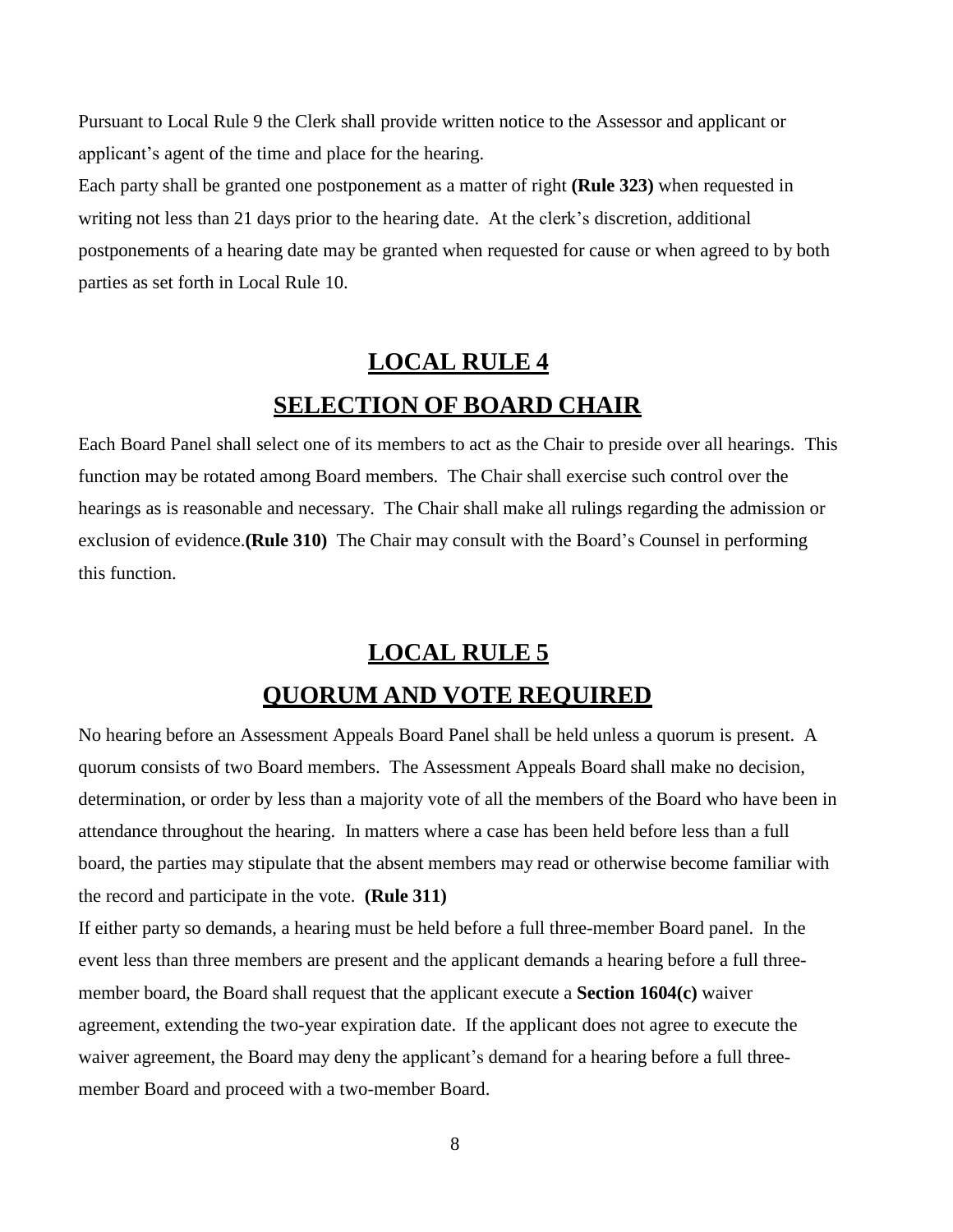Pursuant to Local Rule 9 the Clerk shall provide written notice to the Assessor and applicant or applicant's agent of the time and place for the hearing.

Each party shall be granted one postponement as a matter of right **(Rule 323)** when requested in writing not less than 21 days prior to the hearing date. At the clerk's discretion, additional postponements of a hearing date may be granted when requested for cause or when agreed to by both parties as set forth in Local Rule 10.

## LOCAL RULE 4

## SELECTION OF BOARD CHAIR

Each Board Panel shall select one of its members to act as the Chair to preside over all hearings. This function may be rotated among Board members. The Chair shall exercise such control over the hearings as is reasonable and necessary. The Chair shall make all rulings regarding the admission or exclusion of evidence.**(Rule 310)** The Chair may consult with the Board's Counsel in performing this function.

## LOCAL RULE 5

## QUORUM AND VOTE REQUIRED

No hearing before an Assessment Appeals Board Panel shall be held unless a quorum is present. A quorum consists of two Board members. The Assessment Appeals Board shall make no decision, determination, or order by less than a majority vote of all the members of the Board who have been in attendance throughout the hearing. In matters where a case has been held before less than a full board, the parties may stipulate that the absent members may read or otherwise become familiar with the record and participate in the vote. **(Rule 311)**

If either party so demands, a hearing must be held before a full three-member Board panel. In the event less than three members are present and the applicant demands a hearing before a full three-member board, the Board shall request that the applicant execute a **Section 1604(c)** waiver agreement, extending the two-year expiration date. If the applicant does not agree to execute the waiver agreement, the Board may deny the applicant's demand for a hearing before a full three-member Board and proceed with a two-member Board.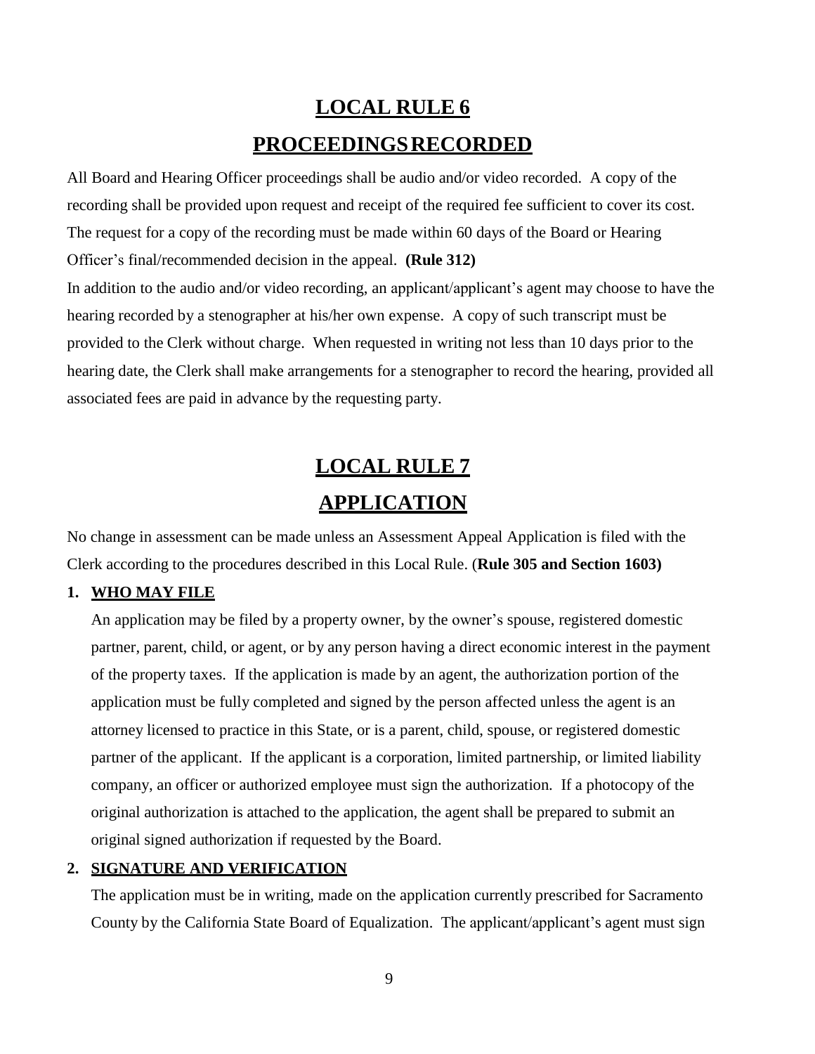# LOCAL RULE 6

## PROCEEDINGS RECORDED

All Board and Hearing Officer proceedings shall be audio and/or video recorded. A copy of the recording shall be provided upon request and receipt of the required fee sufficient to cover its cost. The request for a copy of the recording must be made within 60 days of the Board or Hearing Officer's final/recommended decision in the appeal. **(Rule 312)**

In addition to the audio and/or video recording, an applicant/applicant's agent may choose to have the hearing recorded by a stenographer at his/her own expense. A copy of such transcript must be provided to the Clerk without charge. When requested in writing not less than 10 days prior to the hearing date, the Clerk shall make arrangements for a stenographer to record the hearing, provided all associated fees are paid in advance by the requesting party.

# LOCAL RULE 7

## APPLICATION

No change in assessment can be made unless an Assessment Appeal Application is filed with the Clerk according to the procedures described in this Local Rule. (**Rule 305 and Section 1603)**

### 1. WHO MAY FILE

An application may be filed by a property owner, by the owner's spouse, registered domestic partner, parent, child, or agent, or by any person having a direct economic interest in the payment of the property taxes. If the application is made by an agent, the authorization portion of the application must be fully completed and signed by the person affected unless the agent is an attorney licensed to practice in this State, or is a parent, child, spouse, or registered domestic partner of the applicant. If the applicant is a corporation, limited partnership, or limited liability company, an officer or authorized employee must sign the authorization. If a photocopy of the original authorization is attached to the application, the agent shall be prepared to submit an original signed authorization if requested by the Board.

### 2. SIGNATURE AND VERIFICATION

The application must be in writing, made on the application currently prescribed for Sacramento County by the California State Board of Equalization. The applicant/applicant's agent must sign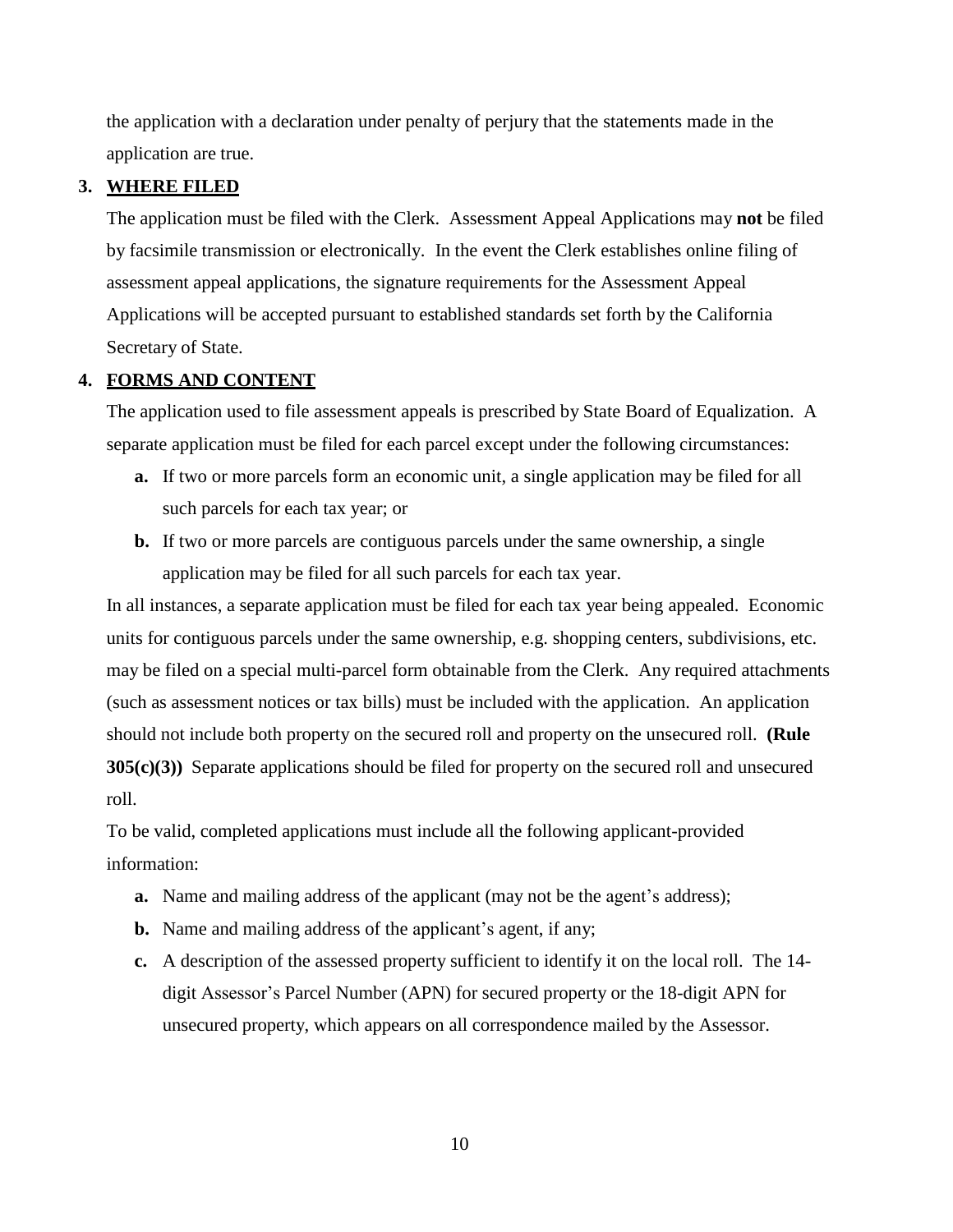the application with a declaration under penalty of perjury that the statements made in the application are true.

### 3. WHERE FILED

The application must be filed with the Clerk. Assessment Appeal Applications may **not** be filed by facsimile transmission or electronically. In the event the Clerk establishes online filing of assessment appeal applications, the signature requirements for the Assessment Appeal Applications will be accepted pursuant to established standards set forth by the California Secretary of State.

### 4. FORMS AND CONTENT

The application used to file assessment appeals is prescribed by State Board of Equalization. A separate application must be filed for each parcel except under the following circumstances:

- **a.** If two or more parcels form an economic unit, a single application may be filed for all such parcels for each tax year; or
- **b.** If two or more parcels are contiguous parcels under the same ownership, a single application may be filed for all such parcels for each tax year.

In all instances, a separate application must be filed for each tax year being appealed. Economic units for contiguous parcels under the same ownership, e.g. shopping centers, subdivisions, etc. may be filed on a special multi-parcel form obtainable from the Clerk. Any required attachments (such as assessment notices or tax bills) must be included with the application. An application should not include both property on the secured roll and property on the unsecured roll. **(Rule 305(c)(3))** Separate applications should be filed for property on the secured roll and unsecured roll.

To be valid, completed applications must include all the following applicant-provided information:

- **a.** Name and mailing address of the applicant (may not be the agent's address);
- **b.** Name and mailing address of the applicant's agent, if any;
- **c.** A description of the assessed property sufficient to identify it on the local roll. The 14-digit Assessor's Parcel Number (APN) for secured property or the 18-digit APN for unsecured property, which appears on all correspondence mailed by the Assessor.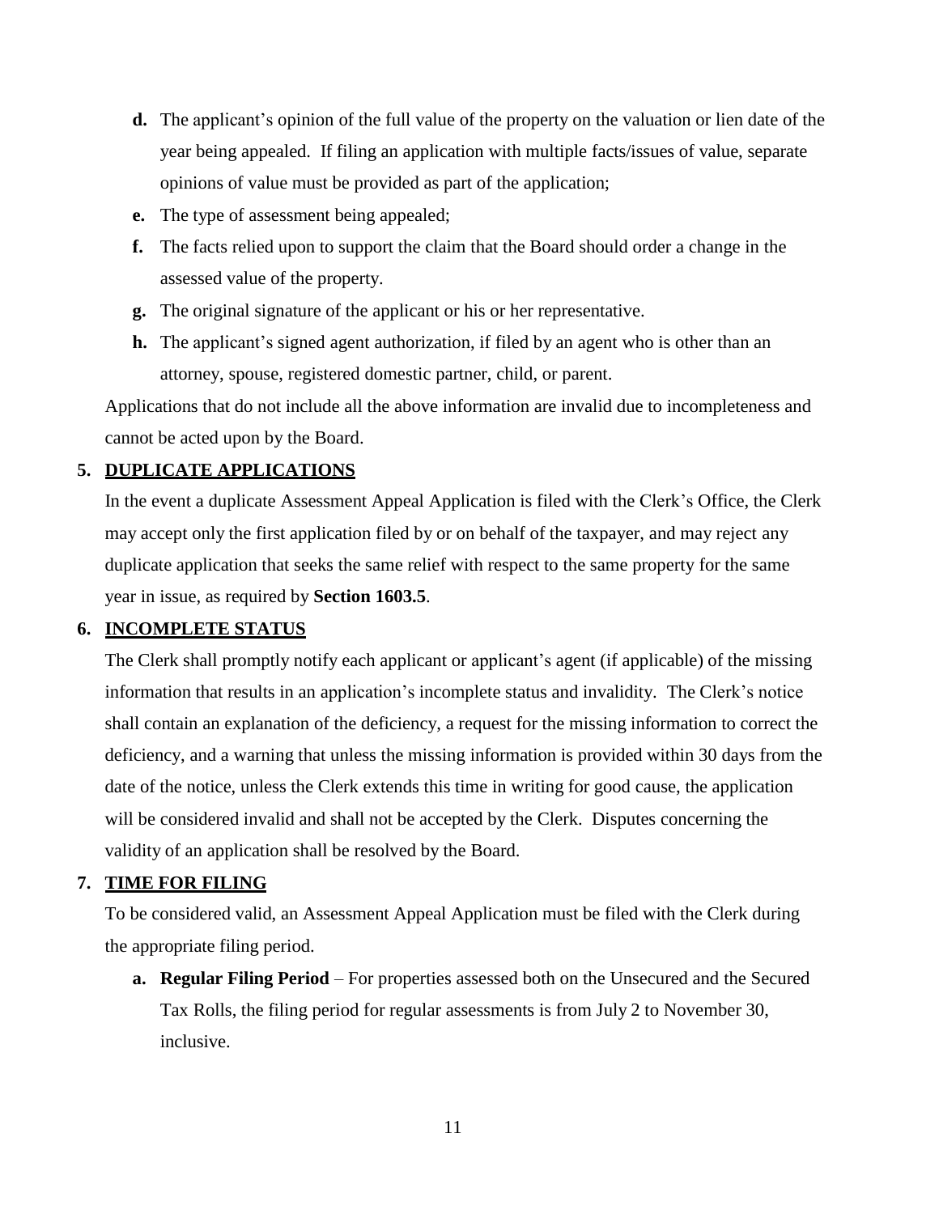d. The applicant's opinion of the full value of the property on the valuation or lien date of the year being appealed. If filing an application with multiple facts/issues of value, separate opinions of value must be provided as part of the application;

e. The type of assessment being appealed;

f. The facts relied upon to support the claim that the Board should order a change in the assessed value of the property.

g. The original signature of the applicant or his or her representative.

h. The applicant's signed agent authorization, if filed by an agent who is other than an attorney, spouse, registered domestic partner, child, or parent.

Applications that do not include all the above information are invalid due to incompleteness and cannot be acted upon by the Board.

## 5. DUPLICATE APPLICATIONS

In the event a duplicate Assessment Appeal Application is filed with the Clerk's Office, the Clerk may accept only the first application filed by or on behalf of the taxpayer, and may reject any duplicate application that seeks the same relief with respect to the same property for the same year in issue, as required by **Section 1603.5**.

## 6. INCOMPLETE STATUS

The Clerk shall promptly notify each applicant or applicant's agent (if applicable) of the missing information that results in an application's incomplete status and invalidity. The Clerk's notice shall contain an explanation of the deficiency, a request for the missing information to correct the deficiency, and a warning that unless the missing information is provided within 30 days from the date of the notice, unless the Clerk extends this time in writing for good cause, the application will be considered invalid and shall not be accepted by the Clerk. Disputes concerning the validity of an application shall be resolved by the Board.

## 7. TIME FOR FILING

To be considered valid, an Assessment Appeal Application must be filed with the Clerk during the appropriate filing period.

a. **Regular Filing Period** – For properties assessed both on the Unsecured and the Secured Tax Rolls, the filing period for regular assessments is from July 2 to November 30, inclusive.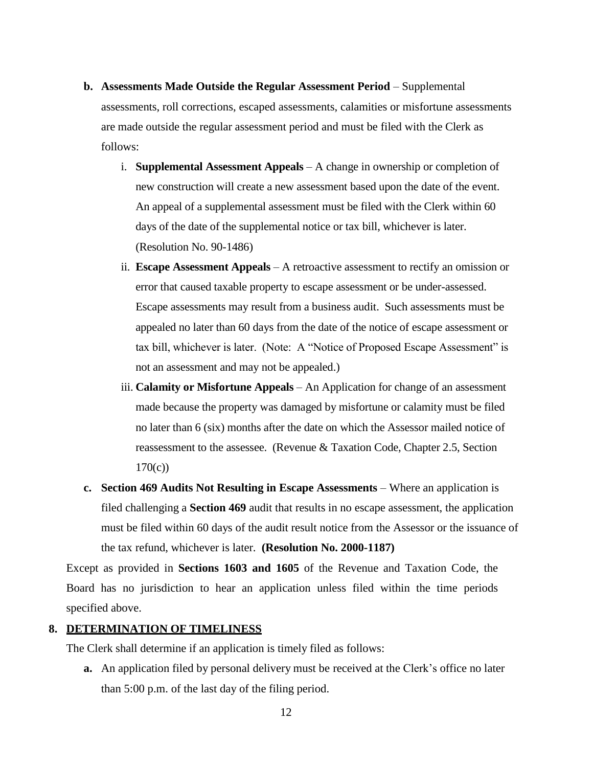- **b. Assessments Made Outside the Regular Assessment Period** – Supplemental assessments, roll corrections, escaped assessments, calamities or misfortune assessments are made outside the regular assessment period and must be filed with the Clerk as follows:
  - i. **Supplemental Assessment Appeals** – A change in ownership or completion of new construction will create a new assessment based upon the date of the event. An appeal of a supplemental assessment must be filed with the Clerk within 60 days of the date of the supplemental notice or tax bill, whichever is later. (Resolution No. 90-1486)
  - ii. **Escape Assessment Appeals** – A retroactive assessment to rectify an omission or error that caused taxable property to escape assessment or be under-assessed. Escape assessments may result from a business audit. Such assessments must be appealed no later than 60 days from the date of the notice of escape assessment or tax bill, whichever is later. (Note: A "Notice of Proposed Escape Assessment" is not an assessment and may not be appealed.)
  - iii. **Calamity or Misfortune Appeals** – An Application for change of an assessment made because the property was damaged by misfortune or calamity must be filed no later than 6 (six) months after the date on which the Assessor mailed notice of reassessment to the assessee. (Revenue & Taxation Code, Chapter 2.5, Section 170(c))
- **c. Section 469 Audits Not Resulting in Escape Assessments** – Where an application is filed challenging a **Section 469** audit that results in no escape assessment, the application must be filed within 60 days of the audit result notice from the Assessor or the issuance of the tax refund, whichever is later. **(Resolution No. 2000-1187)**

Except as provided in **Sections 1603 and 1605** of the Revenue and Taxation Code, the Board has no jurisdiction to hear an application unless filed within the time periods specified above.

## 8. DETERMINATION OF TIMELINESS

The Clerk shall determine if an application is timely filed as follows:

- **a.** An application filed by personal delivery must be received at the Clerk's office no later than 5:00 p.m. of the last day of the filing period.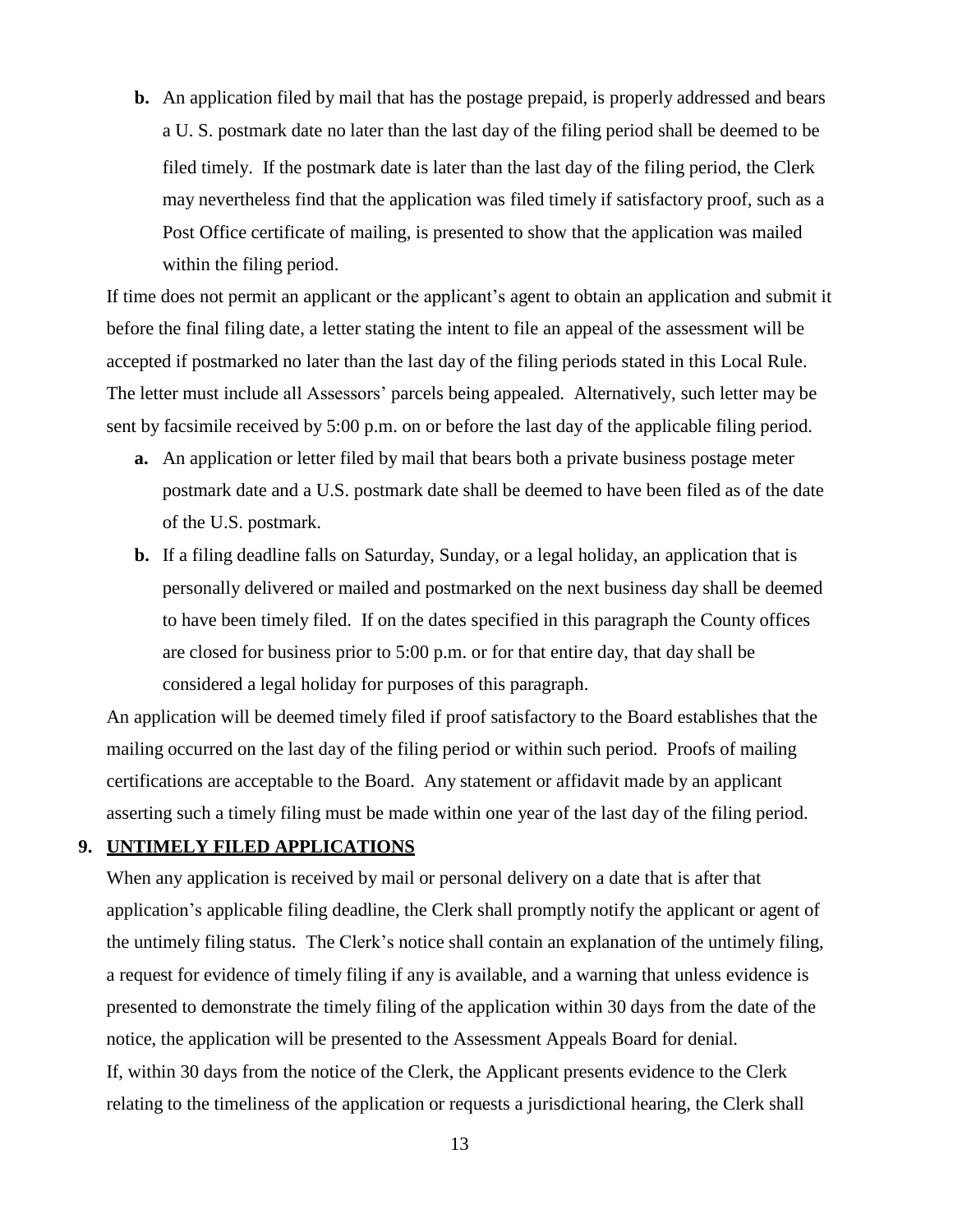- **b.** An application filed by mail that has the postage prepaid, is properly addressed and bears a U. S. postmark date no later than the last day of the filing period shall be deemed to be filed timely. If the postmark date is later than the last day of the filing period, the Clerk may nevertheless find that the application was filed timely if satisfactory proof, such as a Post Office certificate of mailing, is presented to show that the application was mailed within the filing period.

If time does not permit an applicant or the applicant's agent to obtain an application and submit it before the final filing date, a letter stating the intent to file an appeal of the assessment will be accepted if postmarked no later than the last day of the filing periods stated in this Local Rule. The letter must include all Assessors' parcels being appealed. Alternatively, such letter may be sent by facsimile received by 5:00 p.m. on or before the last day of the applicable filing period.

- **a.** An application or letter filed by mail that bears both a private business postage meter postmark date and a U.S. postmark date shall be deemed to have been filed as of the date of the U.S. postmark.
- **b.** If a filing deadline falls on Saturday, Sunday, or a legal holiday, an application that is personally delivered or mailed and postmarked on the next business day shall be deemed to have been timely filed. If on the dates specified in this paragraph the County offices are closed for business prior to 5:00 p.m. or for that entire day, that day shall be considered a legal holiday for purposes of this paragraph.

An application will be deemed timely filed if proof satisfactory to the Board establishes that the mailing occurred on the last day of the filing period or within such period. Proofs of mailing certifications are acceptable to the Board. Any statement or affidavit made by an applicant asserting such a timely filing must be made within one year of the last day of the filing period.

## 9. UNTIMELY FILED APPLICATIONS

When any application is received by mail or personal delivery on a date that is after that application's applicable filing deadline, the Clerk shall promptly notify the applicant or agent of the untimely filing status. The Clerk's notice shall contain an explanation of the untimely filing, a request for evidence of timely filing if any is available, and a warning that unless evidence is presented to demonstrate the timely filing of the application within 30 days from the date of the notice, the application will be presented to the Assessment Appeals Board for denial.

If, within 30 days from the notice of the Clerk, the Applicant presents evidence to the Clerk relating to the timeliness of the application or requests a jurisdictional hearing, the Clerk shall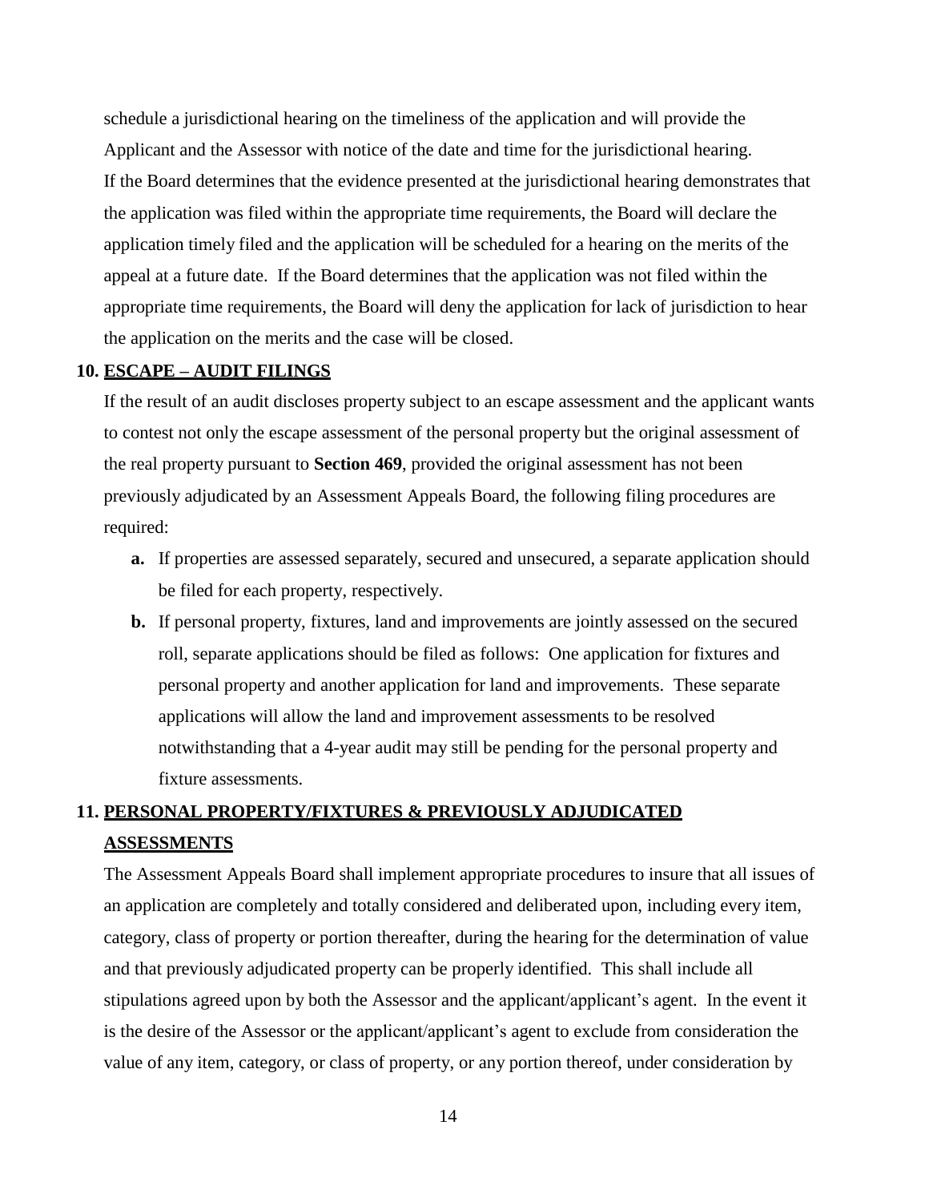schedule a jurisdictional hearing on the timeliness of the application and will provide the Applicant and the Assessor with notice of the date and time for the jurisdictional hearing. If the Board determines that the evidence presented at the jurisdictional hearing demonstrates that the application was filed within the appropriate time requirements, the Board will declare the application timely filed and the application will be scheduled for a hearing on the merits of the appeal at a future date. If the Board determines that the application was not filed within the appropriate time requirements, the Board will deny the application for lack of jurisdiction to hear the application on the merits and the case will be closed.

**10. ESCAPE – AUDIT FILINGS**

If the result of an audit discloses property subject to an escape assessment and the applicant wants to contest not only the escape assessment of the personal property but the original assessment of the real property pursuant to **Section 469**, provided the original assessment has not been previously adjudicated by an Assessment Appeals Board, the following filing procedures are required:

**a.** If properties are assessed separately, secured and unsecured, a separate application should be filed for each property, respectively.

**b.** If personal property, fixtures, land and improvements are jointly assessed on the secured roll, separate applications should be filed as follows: One application for fixtures and personal property and another application for land and improvements. These separate applications will allow the land and improvement assessments to be resolved notwithstanding that a 4-year audit may still be pending for the personal property and fixture assessments.

**11. PERSONAL PROPERTY/FIXTURES & PREVIOUSLY ADJUDICATED ASSESSMENTS**

The Assessment Appeals Board shall implement appropriate procedures to insure that all issues of an application are completely and totally considered and deliberated upon, including every item, category, class of property or portion thereafter, during the hearing for the determination of value and that previously adjudicated property can be properly identified. This shall include all stipulations agreed upon by both the Assessor and the applicant/applicant's agent. In the event it is the desire of the Assessor or the applicant/applicant's agent to exclude from consideration the value of any item, category, or class of property, or any portion thereof, under consideration by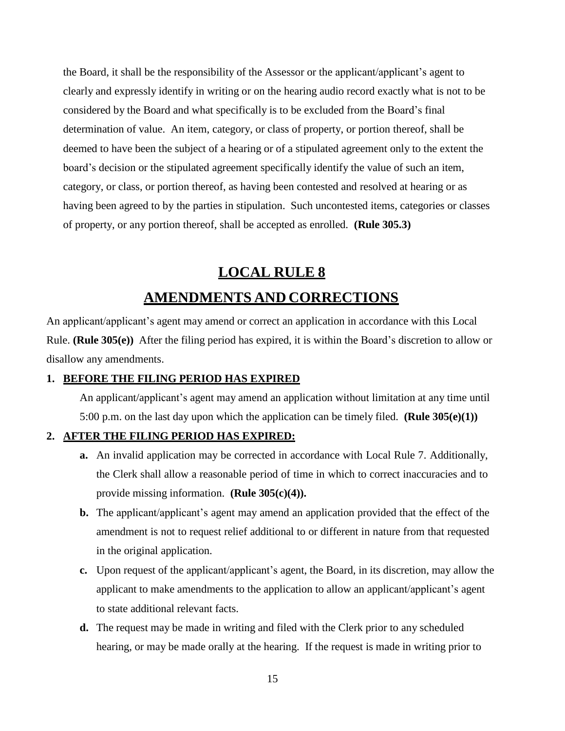the Board, it shall be the responsibility of the Assessor or the applicant/applicant's agent to clearly and expressly identify in writing or on the hearing audio record exactly what is not to be considered by the Board and what specifically is to be excluded from the Board's final determination of value. An item, category, or class of property, or portion thereof, shall be deemed to have been the subject of a hearing or of a stipulated agreement only to the extent the board's decision or the stipulated agreement specifically identify the value of such an item, category, or class, or portion thereof, as having been contested and resolved at hearing or as having been agreed to by the parties in stipulation. Such uncontested items, categories or classes of property, or any portion thereof, shall be accepted as enrolled. **(Rule 305.3)**

# LOCAL RULE 8

# AMENDMENTS AND CORRECTIONS

An applicant/applicant's agent may amend or correct an application in accordance with this Local Rule. **(Rule 305(e))** After the filing period has expired, it is within the Board's discretion to allow or disallow any amendments.

**1. BEFORE THE FILING PERIOD HAS EXPIRED**

An applicant/applicant's agent may amend an application without limitation at any time until 5:00 p.m. on the last day upon which the application can be timely filed. **(Rule 305(e)(1))**

**2. AFTER THE FILING PERIOD HAS EXPIRED:**

- **a.** An invalid application may be corrected in accordance with Local Rule 7. Additionally, the Clerk shall allow a reasonable period of time in which to correct inaccuracies and to provide missing information. **(Rule 305(c)(4)).**
- **b.** The applicant/applicant's agent may amend an application provided that the effect of the amendment is not to request relief additional to or different in nature from that requested in the original application.
- **c.** Upon request of the applicant/applicant's agent, the Board, in its discretion, may allow the applicant to make amendments to the application to allow an applicant/applicant's agent to state additional relevant facts.
- **d.** The request may be made in writing and filed with the Clerk prior to any scheduled hearing, or may be made orally at the hearing. If the request is made in writing prior to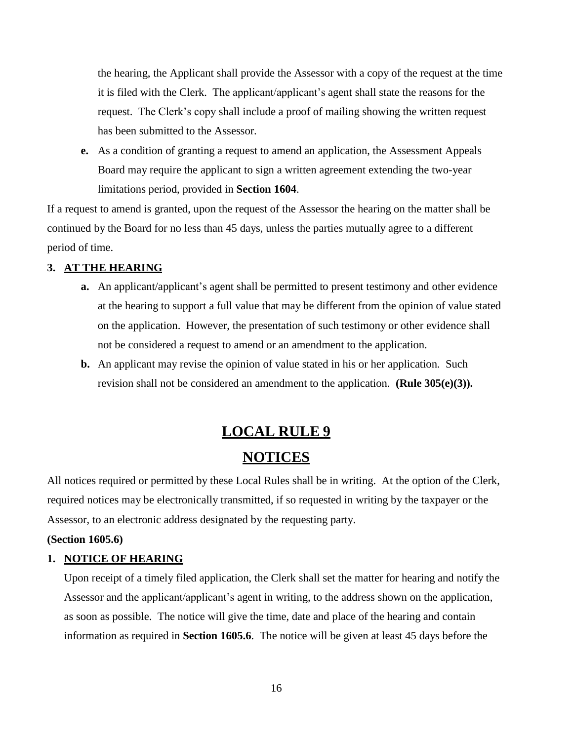the hearing, the Applicant shall provide the Assessor with a copy of the request at the time it is filed with the Clerk. The applicant/applicant's agent shall state the reasons for the request. The Clerk's copy shall include a proof of mailing showing the written request has been submitted to the Assessor.

**e.** As a condition of granting a request to amend an application, the Assessment Appeals Board may require the applicant to sign a written agreement extending the two-year limitations period, provided in **Section 1604**.

If a request to amend is granted, upon the request of the Assessor the hearing on the matter shall be continued by the Board for no less than 45 days, unless the parties mutually agree to a different period of time.

**3. AT THE HEARING**

**a.** An applicant/applicant's agent shall be permitted to present testimony and other evidence at the hearing to support a full value that may be different from the opinion of value stated on the application. However, the presentation of such testimony or other evidence shall not be considered a request to amend or an amendment to the application.

**b.** An applicant may revise the opinion of value stated in his or her application. Such revision shall not be considered an amendment to the application. **(Rule 305(e)(3)).**

# LOCAL RULE 9

# NOTICES

All notices required or permitted by these Local Rules shall be in writing. At the option of the Clerk, required notices may be electronically transmitted, if so requested in writing by the taxpayer or the Assessor, to an electronic address designated by the requesting party.

**(Section 1605.6)**

**1. NOTICE OF HEARING**

Upon receipt of a timely filed application, the Clerk shall set the matter for hearing and notify the Assessor and the applicant/applicant's agent in writing, to the address shown on the application, as soon as possible. The notice will give the time, date and place of the hearing and contain information as required in **Section 1605.6**. The notice will be given at least 45 days before the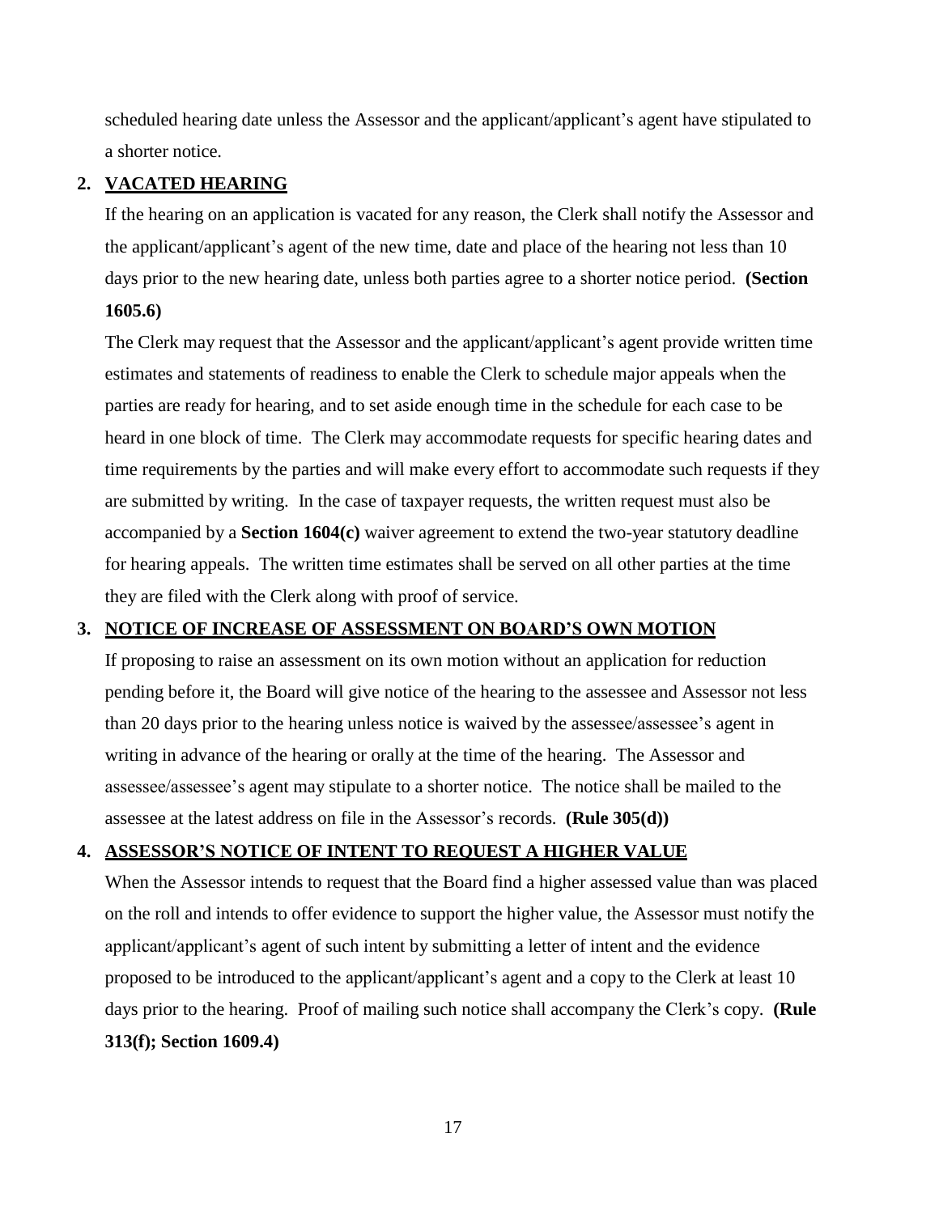scheduled hearing date unless the Assessor and the applicant/applicant's agent have stipulated to a shorter notice.

2. **VACATED HEARING**

If the hearing on an application is vacated for any reason, the Clerk shall notify the Assessor and the applicant/applicant's agent of the new time, date and place of the hearing not less than 10 days prior to the new hearing date, unless both parties agree to a shorter notice period. **(Section 1605.6)**

The Clerk may request that the Assessor and the applicant/applicant's agent provide written time estimates and statements of readiness to enable the Clerk to schedule major appeals when the parties are ready for hearing, and to set aside enough time in the schedule for each case to be heard in one block of time. The Clerk may accommodate requests for specific hearing dates and time requirements by the parties and will make every effort to accommodate such requests if they are submitted by writing. In the case of taxpayer requests, the written request must also be accompanied by a **Section 1604(c)** waiver agreement to extend the two-year statutory deadline for hearing appeals. The written time estimates shall be served on all other parties at the time they are filed with the Clerk along with proof of service.

3. **NOTICE OF INCREASE OF ASSESSMENT ON BOARD'S OWN MOTION**

If proposing to raise an assessment on its own motion without an application for reduction pending before it, the Board will give notice of the hearing to the assessee and Assessor not less than 20 days prior to the hearing unless notice is waived by the assessee/assessee's agent in writing in advance of the hearing or orally at the time of the hearing. The Assessor and assessee/assessee's agent may stipulate to a shorter notice. The notice shall be mailed to the assessee at the latest address on file in the Assessor's records. **(Rule 305(d))**

4. **ASSESSOR'S NOTICE OF INTENT TO REQUEST A HIGHER VALUE**

When the Assessor intends to request that the Board find a higher assessed value than was placed on the roll and intends to offer evidence to support the higher value, the Assessor must notify the applicant/applicant's agent of such intent by submitting a letter of intent and the evidence proposed to be introduced to the applicant/applicant's agent and a copy to the Clerk at least 10 days prior to the hearing. Proof of mailing such notice shall accompany the Clerk's copy. **(Rule 313(f); Section 1609.4)**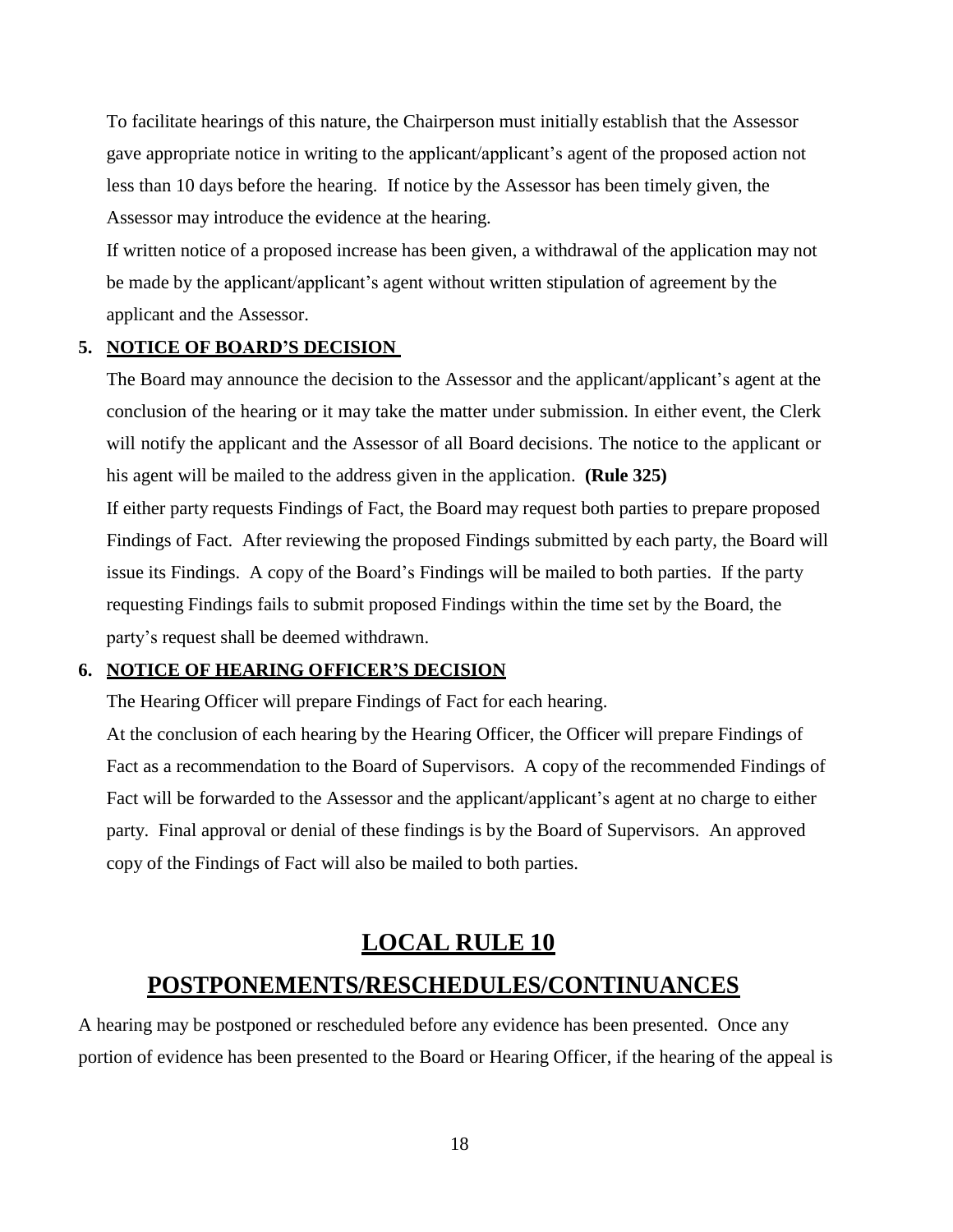To facilitate hearings of this nature, the Chairperson must initially establish that the Assessor gave appropriate notice in writing to the applicant/applicant's agent of the proposed action not less than 10 days before the hearing. If notice by the Assessor has been timely given, the Assessor may introduce the evidence at the hearing.

If written notice of a proposed increase has been given, a withdrawal of the application may not be made by the applicant/applicant's agent without written stipulation of agreement by the applicant and the Assessor.

**5. NOTICE OF BOARD'S DECISION**

The Board may announce the decision to the Assessor and the applicant/applicant's agent at the conclusion of the hearing or it may take the matter under submission. In either event, the Clerk will notify the applicant and the Assessor of all Board decisions. The notice to the applicant or his agent will be mailed to the address given in the application. **(Rule 325)**

If either party requests Findings of Fact, the Board may request both parties to prepare proposed Findings of Fact. After reviewing the proposed Findings submitted by each party, the Board will issue its Findings. A copy of the Board's Findings will be mailed to both parties. If the party requesting Findings fails to submit proposed Findings within the time set by the Board, the party's request shall be deemed withdrawn.

**6. NOTICE OF HEARING OFFICER'S DECISION**

The Hearing Officer will prepare Findings of Fact for each hearing.

At the conclusion of each hearing by the Hearing Officer, the Officer will prepare Findings of Fact as a recommendation to the Board of Supervisors. A copy of the recommended Findings of Fact will be forwarded to the Assessor and the applicant/applicant's agent at no charge to either party. Final approval or denial of these findings is by the Board of Supervisors. An approved copy of the Findings of Fact will also be mailed to both parties.

# LOCAL RULE 10

## POSTPONEMENTS/RESCHEDULES/CONTINUANCES

A hearing may be postponed or rescheduled before any evidence has been presented. Once any portion of evidence has been presented to the Board or Hearing Officer, if the hearing of the appeal is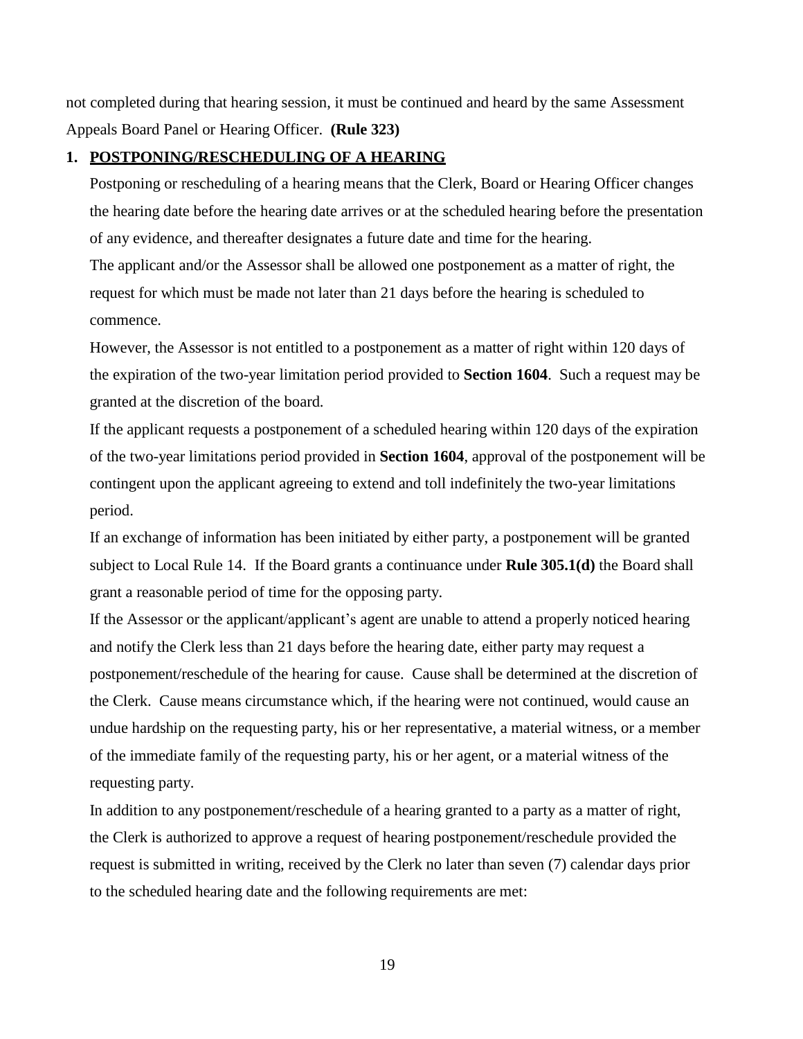not completed during that hearing session, it must be continued and heard by the same Assessment Appeals Board Panel or Hearing Officer. **(Rule 323)**

## 1. POSTPONING/RESCHEDULING OF A HEARING

Postponing or rescheduling of a hearing means that the Clerk, Board or Hearing Officer changes the hearing date before the hearing date arrives or at the scheduled hearing before the presentation of any evidence, and thereafter designates a future date and time for the hearing.

The applicant and/or the Assessor shall be allowed one postponement as a matter of right, the request for which must be made not later than 21 days before the hearing is scheduled to commence.

However, the Assessor is not entitled to a postponement as a matter of right within 120 days of the expiration of the two-year limitation period provided to **Section 1604**. Such a request may be granted at the discretion of the board.

If the applicant requests a postponement of a scheduled hearing within 120 days of the expiration of the two-year limitations period provided in **Section 1604**, approval of the postponement will be contingent upon the applicant agreeing to extend and toll indefinitely the two-year limitations period.

If an exchange of information has been initiated by either party, a postponement will be granted subject to Local Rule 14. If the Board grants a continuance under **Rule 305.1(d)** the Board shall grant a reasonable period of time for the opposing party.

If the Assessor or the applicant/applicant's agent are unable to attend a properly noticed hearing and notify the Clerk less than 21 days before the hearing date, either party may request a postponement/reschedule of the hearing for cause. Cause shall be determined at the discretion of the Clerk. Cause means circumstance which, if the hearing were not continued, would cause an undue hardship on the requesting party, his or her representative, a material witness, or a member of the immediate family of the requesting party, his or her agent, or a material witness of the requesting party.

In addition to any postponement/reschedule of a hearing granted to a party as a matter of right, the Clerk is authorized to approve a request of hearing postponement/reschedule provided the request is submitted in writing, received by the Clerk no later than seven (7) calendar days prior to the scheduled hearing date and the following requirements are met: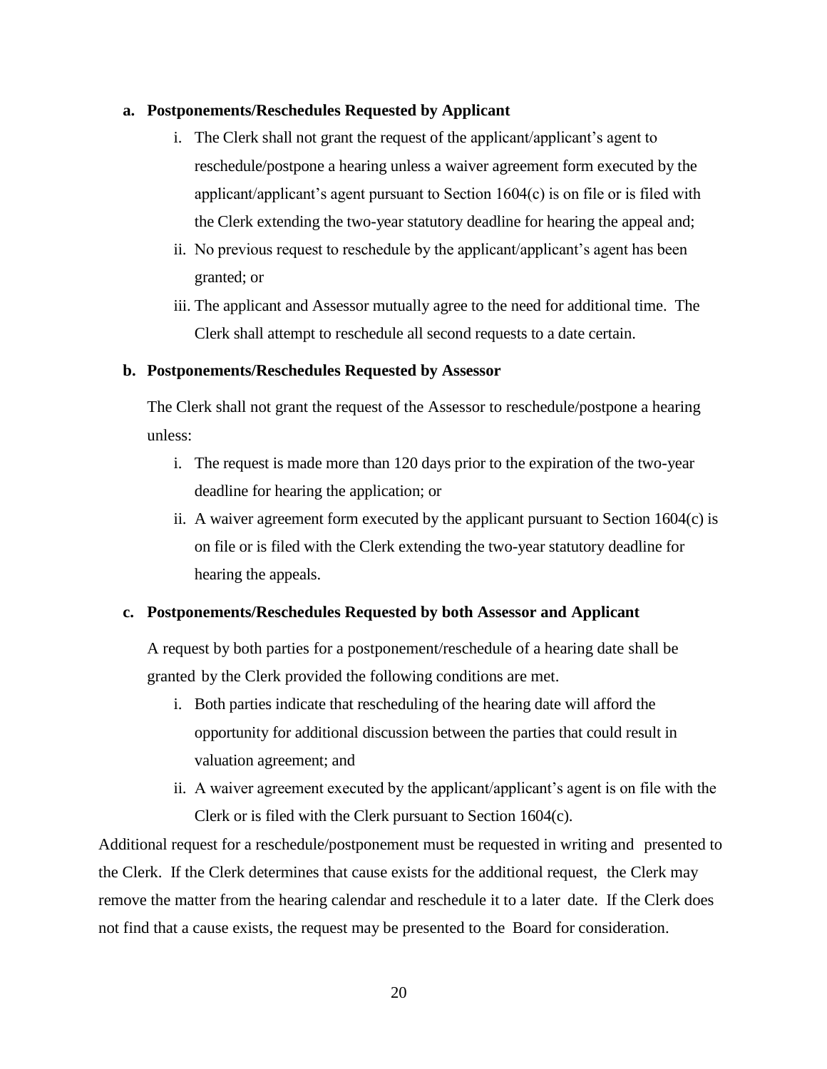**a. Postponements/Reschedules Requested by Applicant**

i. The Clerk shall not grant the request of the applicant/applicant's agent to reschedule/postpone a hearing unless a waiver agreement form executed by the applicant/applicant's agent pursuant to Section 1604(c) is on file or is filed with the Clerk extending the two-year statutory deadline for hearing the appeal and;

ii. No previous request to reschedule by the applicant/applicant's agent has been granted; or

iii. The applicant and Assessor mutually agree to the need for additional time. The Clerk shall attempt to reschedule all second requests to a date certain.

**b. Postponements/Reschedules Requested by Assessor**

The Clerk shall not grant the request of the Assessor to reschedule/postpone a hearing unless:

i. The request is made more than 120 days prior to the expiration of the two-year deadline for hearing the application; or

ii. A waiver agreement form executed by the applicant pursuant to Section 1604(c) is on file or is filed with the Clerk extending the two-year statutory deadline for hearing the appeals.

**c. Postponements/Reschedules Requested by both Assessor and Applicant**

A request by both parties for a postponement/reschedule of a hearing date shall be granted by the Clerk provided the following conditions are met.

i. Both parties indicate that rescheduling of the hearing date will afford the opportunity for additional discussion between the parties that could result in valuation agreement; and

ii. A waiver agreement executed by the applicant/applicant's agent is on file with the Clerk or is filed with the Clerk pursuant to Section 1604(c).

Additional request for a reschedule/postponement must be requested in writing and presented to the Clerk. If the Clerk determines that cause exists for the additional request, the Clerk may remove the matter from the hearing calendar and reschedule it to a later date. If the Clerk does not find that a cause exists, the request may be presented to the Board for consideration.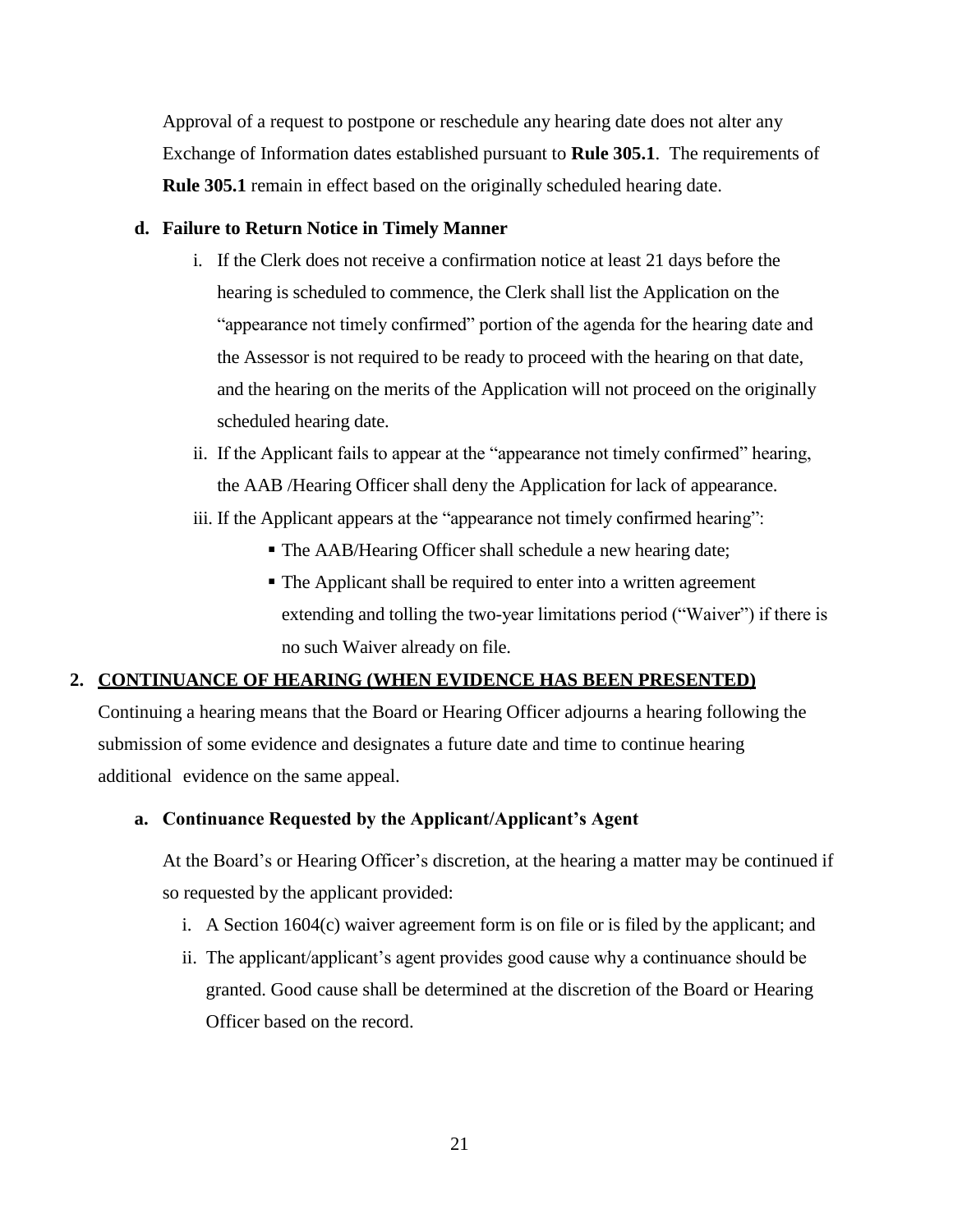Approval of a request to postpone or reschedule any hearing date does not alter any Exchange of Information dates established pursuant to **Rule 305.1**. The requirements of **Rule 305.1** remain in effect based on the originally scheduled hearing date.

**d. Failure to Return Notice in Timely Manner**

i. If the Clerk does not receive a confirmation notice at least 21 days before the hearing is scheduled to commence, the Clerk shall list the Application on the "appearance not timely confirmed" portion of the agenda for the hearing date and the Assessor is not required to be ready to proceed with the hearing on that date, and the hearing on the merits of the Application will not proceed on the originally scheduled hearing date.

ii. If the Applicant fails to appear at the "appearance not timely confirmed" hearing, the AAB /Hearing Officer shall deny the Application for lack of appearance.

iii. If the Applicant appears at the "appearance not timely confirmed hearing":

- The AAB/Hearing Officer shall schedule a new hearing date;
- The Applicant shall be required to enter into a written agreement extending and tolling the two-year limitations period ("Waiver") if there is no such Waiver already on file.

## 2. CONTINUANCE OF HEARING (WHEN EVIDENCE HAS BEEN PRESENTED)

Continuing a hearing means that the Board or Hearing Officer adjourns a hearing following the submission of some evidence and designates a future date and time to continue hearing additional evidence on the same appeal.

**a. Continuance Requested by the Applicant/Applicant's Agent**

At the Board's or Hearing Officer's discretion, at the hearing a matter may be continued if so requested by the applicant provided:

i. A Section 1604(c) waiver agreement form is on file or is filed by the applicant; and

ii. The applicant/applicant's agent provides good cause why a continuance should be granted. Good cause shall be determined at the discretion of the Board or Hearing Officer based on the record.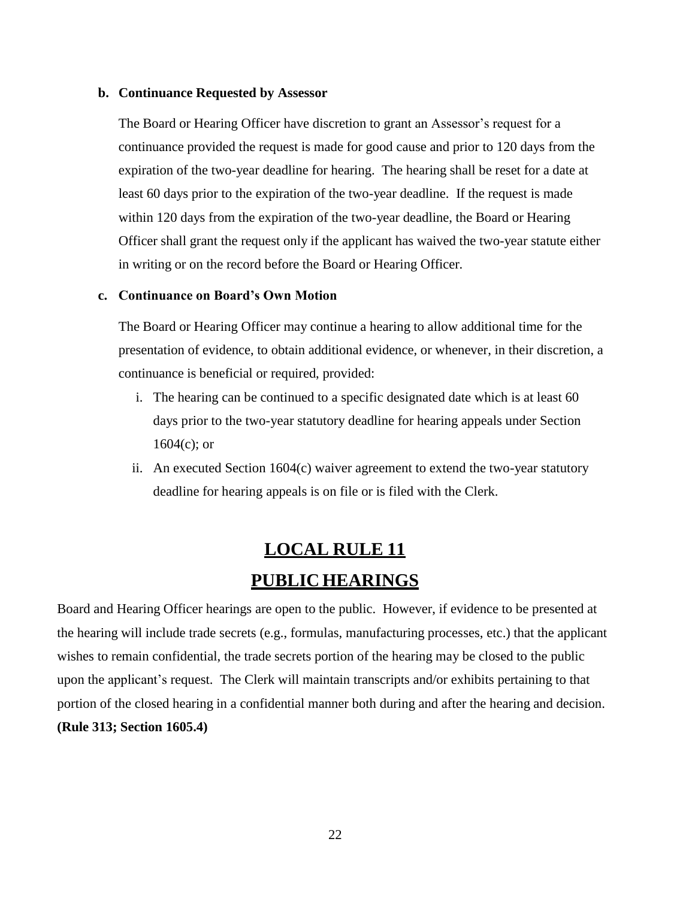**b. Continuance Requested by Assessor**

The Board or Hearing Officer have discretion to grant an Assessor's request for a continuance provided the request is made for good cause and prior to 120 days from the expiration of the two-year deadline for hearing. The hearing shall be reset for a date at least 60 days prior to the expiration of the two-year deadline. If the request is made within 120 days from the expiration of the two-year deadline, the Board or Hearing Officer shall grant the request only if the applicant has waived the two-year statute either in writing or on the record before the Board or Hearing Officer.

**c. Continuance on Board's Own Motion**

The Board or Hearing Officer may continue a hearing to allow additional time for the presentation of evidence, to obtain additional evidence, or whenever, in their discretion, a continuance is beneficial or required, provided:

i. The hearing can be continued to a specific designated date which is at least 60 days prior to the two-year statutory deadline for hearing appeals under Section 1604(c); or

ii. An executed Section 1604(c) waiver agreement to extend the two-year statutory deadline for hearing appeals is on file or is filed with the Clerk.

# LOCAL RULE 11

# PUBLIC HEARINGS

Board and Hearing Officer hearings are open to the public. However, if evidence to be presented at the hearing will include trade secrets (e.g., formulas, manufacturing processes, etc.) that the applicant wishes to remain confidential, the trade secrets portion of the hearing may be closed to the public upon the applicant's request. The Clerk will maintain transcripts and/or exhibits pertaining to that portion of the closed hearing in a confidential manner both during and after the hearing and decision. **(Rule 313; Section 1605.4)**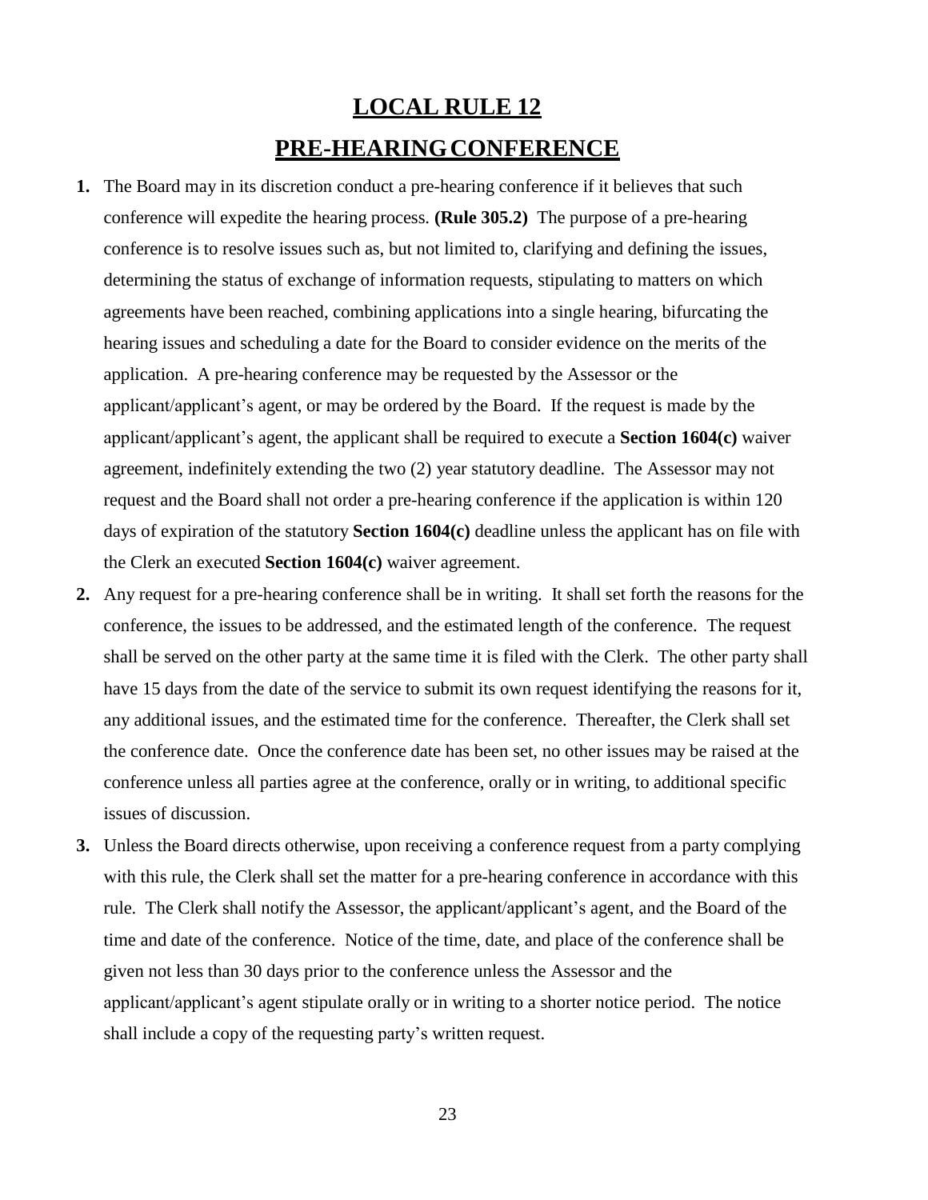# LOCAL RULE 12

## PRE-HEARING CONFERENCE

1. The Board may in its discretion conduct a pre-hearing conference if it believes that such conference will expedite the hearing process. **(Rule 305.2)** The purpose of a pre-hearing conference is to resolve issues such as, but not limited to, clarifying and defining the issues, determining the status of exchange of information requests, stipulating to matters on which agreements have been reached, combining applications into a single hearing, bifurcating the hearing issues and scheduling a date for the Board to consider evidence on the merits of the application. A pre-hearing conference may be requested by the Assessor or the applicant/applicant's agent, or may be ordered by the Board. If the request is made by the applicant/applicant's agent, the applicant shall be required to execute a **Section 1604(c)** waiver agreement, indefinitely extending the two (2) year statutory deadline. The Assessor may not request and the Board shall not order a pre-hearing conference if the application is within 120 days of expiration of the statutory **Section 1604(c)** deadline unless the applicant has on file with the Clerk an executed **Section 1604(c)** waiver agreement.
2. Any request for a pre-hearing conference shall be in writing. It shall set forth the reasons for the conference, the issues to be addressed, and the estimated length of the conference. The request shall be served on the other party at the same time it is filed with the Clerk. The other party shall have 15 days from the date of the service to submit its own request identifying the reasons for it, any additional issues, and the estimated time for the conference. Thereafter, the Clerk shall set the conference date. Once the conference date has been set, no other issues may be raised at the conference unless all parties agree at the conference, orally or in writing, to additional specific issues of discussion.
3. Unless the Board directs otherwise, upon receiving a conference request from a party complying with this rule, the Clerk shall set the matter for a pre-hearing conference in accordance with this rule. The Clerk shall notify the Assessor, the applicant/applicant's agent, and the Board of the time and date of the conference. Notice of the time, date, and place of the conference shall be given not less than 30 days prior to the conference unless the Assessor and the applicant/applicant's agent stipulate orally or in writing to a shorter notice period. The notice shall include a copy of the requesting party's written request.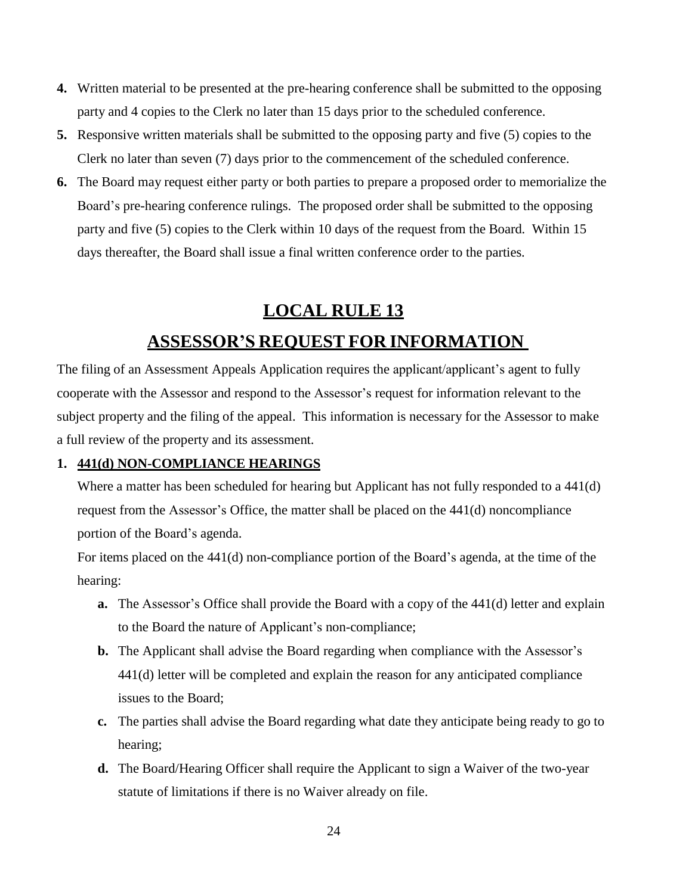4. Written material to be presented at the pre-hearing conference shall be submitted to the opposing party and 4 copies to the Clerk no later than 15 days prior to the scheduled conference.
5. Responsive written materials shall be submitted to the opposing party and five (5) copies to the Clerk no later than seven (7) days prior to the commencement of the scheduled conference.
6. The Board may request either party or both parties to prepare a proposed order to memorialize the Board's pre-hearing conference rulings. The proposed order shall be submitted to the opposing party and five (5) copies to the Clerk within 10 days of the request from the Board. Within 15 days thereafter, the Board shall issue a final written conference order to the parties.

# LOCAL RULE 13

## ASSESSOR'S REQUEST FOR INFORMATION

The filing of an Assessment Appeals Application requires the applicant/applicant's agent to fully cooperate with the Assessor and respond to the Assessor's request for information relevant to the subject property and the filing of the appeal. This information is necessary for the Assessor to make a full review of the property and its assessment.

### 1. 441(d) NON-COMPLIANCE HEARINGS

Where a matter has been scheduled for hearing but Applicant has not fully responded to a 441(d) request from the Assessor's Office, the matter shall be placed on the 441(d) noncompliance portion of the Board's agenda.

For items placed on the 441(d) non-compliance portion of the Board's agenda, at the time of the hearing:

- **a.** The Assessor's Office shall provide the Board with a copy of the 441(d) letter and explain to the Board the nature of Applicant's non-compliance;
- **b.** The Applicant shall advise the Board regarding when compliance with the Assessor's 441(d) letter will be completed and explain the reason for any anticipated compliance issues to the Board;
- **c.** The parties shall advise the Board regarding what date they anticipate being ready to go to hearing;
- **d.** The Board/Hearing Officer shall require the Applicant to sign a Waiver of the two-year statute of limitations if there is no Waiver already on file.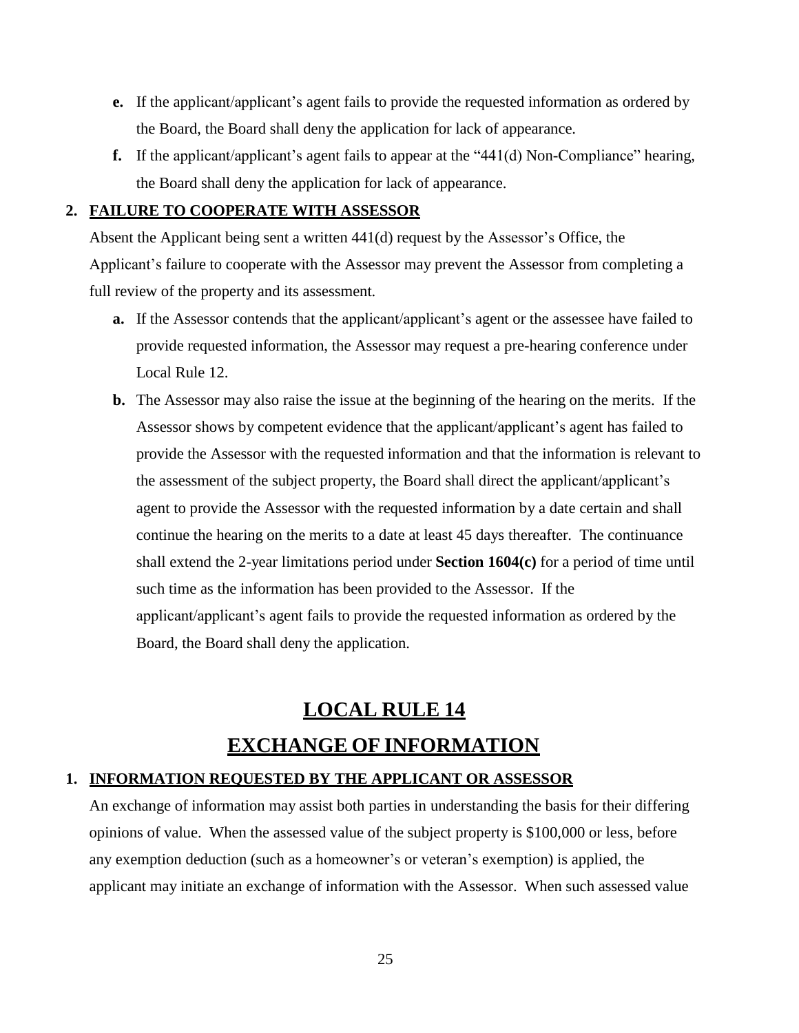**e.** If the applicant/applicant's agent fails to provide the requested information as ordered by the Board, the Board shall deny the application for lack of appearance.

**f.** If the applicant/applicant's agent fails to appear at the "441(d) Non-Compliance" hearing, the Board shall deny the application for lack of appearance.

**2. FAILURE TO COOPERATE WITH ASSESSOR**

Absent the Applicant being sent a written 441(d) request by the Assessor's Office, the Applicant's failure to cooperate with the Assessor may prevent the Assessor from completing a full review of the property and its assessment.

**a.** If the Assessor contends that the applicant/applicant's agent or the assessee have failed to provide requested information, the Assessor may request a pre-hearing conference under Local Rule 12.

**b.** The Assessor may also raise the issue at the beginning of the hearing on the merits. If the Assessor shows by competent evidence that the applicant/applicant's agent has failed to provide the Assessor with the requested information and that the information is relevant to the assessment of the subject property, the Board shall direct the applicant/applicant's agent to provide the Assessor with the requested information by a date certain and shall continue the hearing on the merits to a date at least 45 days thereafter. The continuance shall extend the 2-year limitations period under **Section 1604(c)** for a period of time until such time as the information has been provided to the Assessor. If the applicant/applicant's agent fails to provide the requested information as ordered by the Board, the Board shall deny the application.

# LOCAL RULE 14

# EXCHANGE OF INFORMATION

**1. INFORMATION REQUESTED BY THE APPLICANT OR ASSESSOR**

An exchange of information may assist both parties in understanding the basis for their differing opinions of value. When the assessed value of the subject property is $100,000 or less, before any exemption deduction (such as a homeowner's or veteran's exemption) is applied, the applicant may initiate an exchange of information with the Assessor. When such assessed value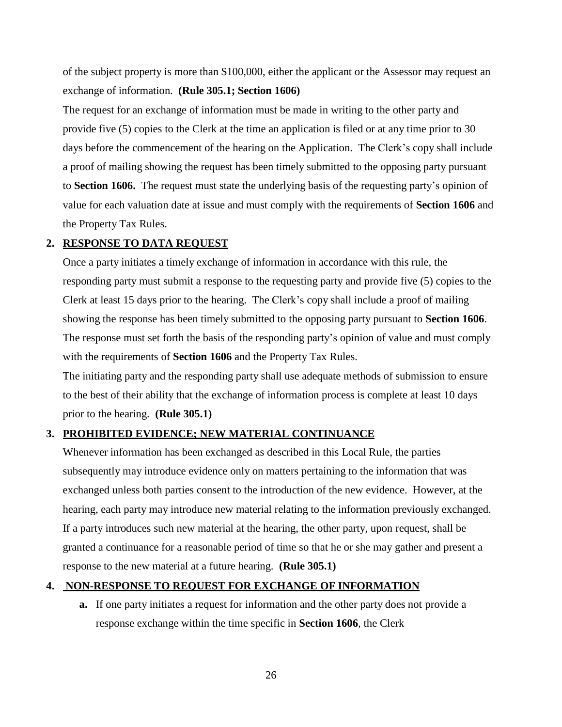of the subject property is more than $100,000, either the applicant or the Assessor may request an exchange of information. **(Rule 305.1; Section 1606)**

The request for an exchange of information must be made in writing to the other party and provide five (5) copies to the Clerk at the time an application is filed or at any time prior to 30 days before the commencement of the hearing on the Application. The Clerk's copy shall include a proof of mailing showing the request has been timely submitted to the opposing party pursuant to **Section 1606.** The request must state the underlying basis of the requesting party's opinion of value for each valuation date at issue and must comply with the requirements of **Section 1606** and the Property Tax Rules.

**2. RESPONSE TO DATA REQUEST**

Once a party initiates a timely exchange of information in accordance with this rule, the responding party must submit a response to the requesting party and provide five (5) copies to the Clerk at least 15 days prior to the hearing. The Clerk's copy shall include a proof of mailing showing the response has been timely submitted to the opposing party pursuant to **Section 1606**. The response must set forth the basis of the responding party's opinion of value and must comply with the requirements of **Section 1606** and the Property Tax Rules.

The initiating party and the responding party shall use adequate methods of submission to ensure to the best of their ability that the exchange of information process is complete at least 10 days prior to the hearing. **(Rule 305.1)**

**3. PROHIBITED EVIDENCE; NEW MATERIAL CONTINUANCE**

Whenever information has been exchanged as described in this Local Rule, the parties subsequently may introduce evidence only on matters pertaining to the information that was exchanged unless both parties consent to the introduction of the new evidence. However, at the hearing, each party may introduce new material relating to the information previously exchanged. If a party introduces such new material at the hearing, the other party, upon request, shall be granted a continuance for a reasonable period of time so that he or she may gather and present a response to the new material at a future hearing. **(Rule 305.1)**

**4. NON-RESPONSE TO REQUEST FOR EXCHANGE OF INFORMATION**

**a.** If one party initiates a request for information and the other party does not provide a response exchange within the time specific in **Section 1606**, the Clerk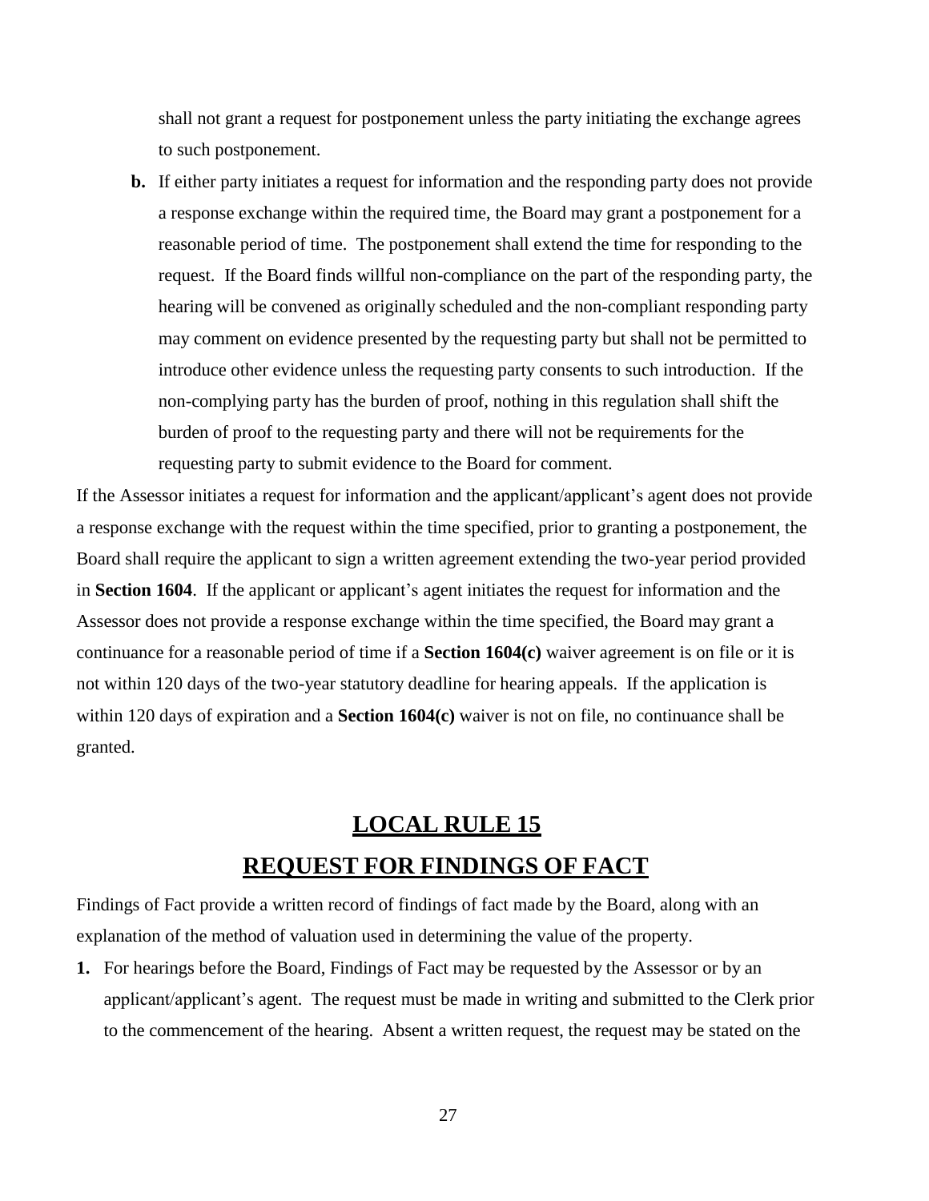shall not grant a request for postponement unless the party initiating the exchange agrees to such postponement.

**b.** If either party initiates a request for information and the responding party does not provide a response exchange within the required time, the Board may grant a postponement for a reasonable period of time. The postponement shall extend the time for responding to the request. If the Board finds willful non-compliance on the part of the responding party, the hearing will be convened as originally scheduled and the non-compliant responding party may comment on evidence presented by the requesting party but shall not be permitted to introduce other evidence unless the requesting party consents to such introduction. If the non-complying party has the burden of proof, nothing in this regulation shall shift the burden of proof to the requesting party and there will not be requirements for the requesting party to submit evidence to the Board for comment.

If the Assessor initiates a request for information and the applicant/applicant's agent does not provide a response exchange with the request within the time specified, prior to granting a postponement, the Board shall require the applicant to sign a written agreement extending the two-year period provided in **Section 1604**. If the applicant or applicant's agent initiates the request for information and the Assessor does not provide a response exchange within the time specified, the Board may grant a continuance for a reasonable period of time if a **Section 1604(c)** waiver agreement is on file or it is not within 120 days of the two-year statutory deadline for hearing appeals. If the application is within 120 days of expiration and a **Section 1604(c)** waiver is not on file, no continuance shall be granted.

# LOCAL RULE 15

# REQUEST FOR FINDINGS OF FACT

Findings of Fact provide a written record of findings of fact made by the Board, along with an explanation of the method of valuation used in determining the value of the property.

1. For hearings before the Board, Findings of Fact may be requested by the Assessor or by an applicant/applicant's agent. The request must be made in writing and submitted to the Clerk prior to the commencement of the hearing. Absent a written request, the request may be stated on the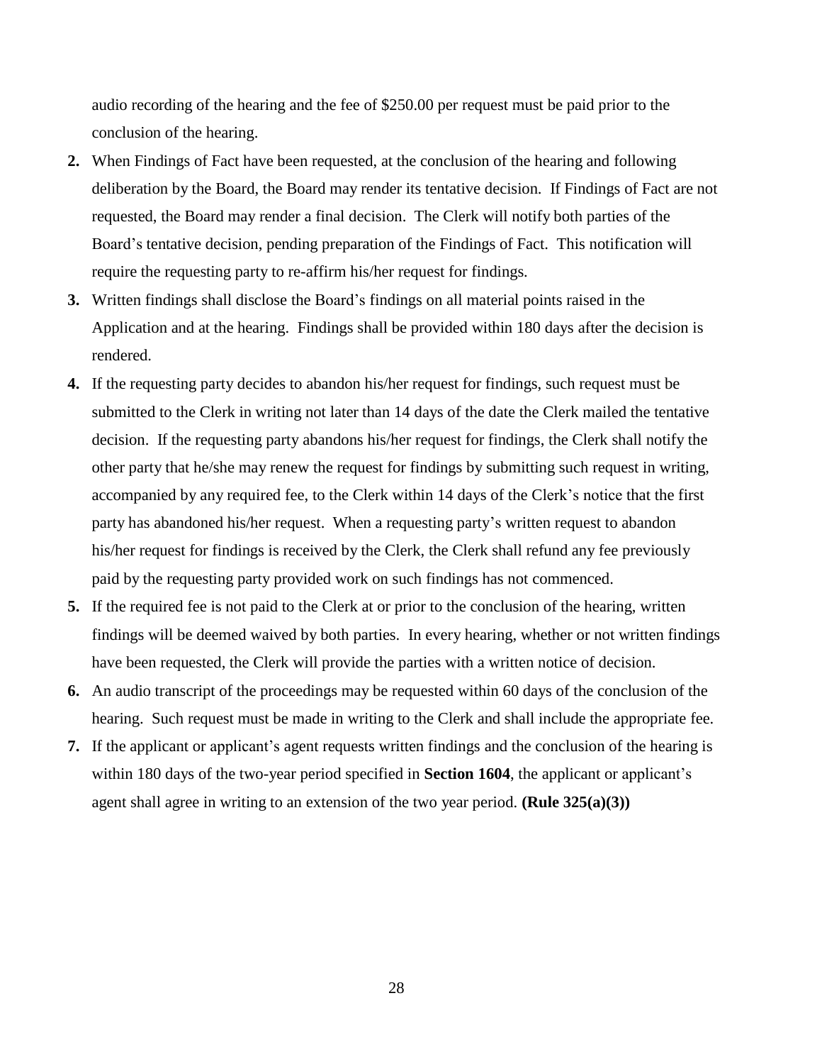audio recording of the hearing and the fee of $250.00 per request must be paid prior to the conclusion of the hearing.

2. When Findings of Fact have been requested, at the conclusion of the hearing and following deliberation by the Board, the Board may render its tentative decision. If Findings of Fact are not requested, the Board may render a final decision. The Clerk will notify both parties of the Board's tentative decision, pending preparation of the Findings of Fact. This notification will require the requesting party to re-affirm his/her request for findings.
3. Written findings shall disclose the Board's findings on all material points raised in the Application and at the hearing. Findings shall be provided within 180 days after the decision is rendered.
4. If the requesting party decides to abandon his/her request for findings, such request must be submitted to the Clerk in writing not later than 14 days of the date the Clerk mailed the tentative decision. If the requesting party abandons his/her request for findings, the Clerk shall notify the other party that he/she may renew the request for findings by submitting such request in writing, accompanied by any required fee, to the Clerk within 14 days of the Clerk's notice that the first party has abandoned his/her request. When a requesting party's written request to abandon his/her request for findings is received by the Clerk, the Clerk shall refund any fee previously paid by the requesting party provided work on such findings has not commenced.
5. If the required fee is not paid to the Clerk at or prior to the conclusion of the hearing, written findings will be deemed waived by both parties. In every hearing, whether or not written findings have been requested, the Clerk will provide the parties with a written notice of decision.
6. An audio transcript of the proceedings may be requested within 60 days of the conclusion of the hearing. Such request must be made in writing to the Clerk and shall include the appropriate fee.
7. If the applicant or applicant's agent requests written findings and the conclusion of the hearing is within 180 days of the two-year period specified in **Section 1604**, the applicant or applicant's agent shall agree in writing to an extension of the two year period. **(Rule 325(a)(3))**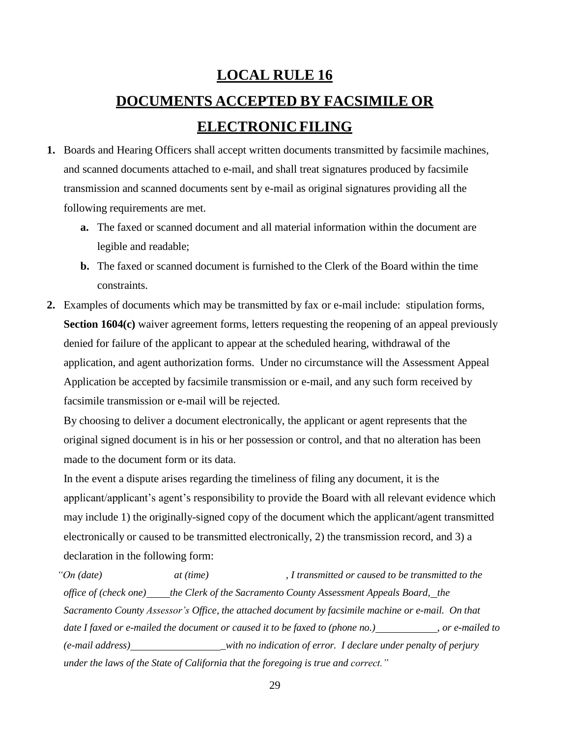# LOCAL RULE 16

# DOCUMENTS ACCEPTED BY FACSIMILE OR ELECTRONIC FILING

**1.** Boards and Hearing Officers shall accept written documents transmitted by facsimile machines, and scanned documents attached to e-mail, and shall treat signatures produced by facsimile transmission and scanned documents sent by e-mail as original signatures providing all the following requirements are met.

   **a.** The faxed or scanned document and all material information within the document are legible and readable;

   **b.** The faxed or scanned document is furnished to the Clerk of the Board within the time constraints.

**2.** Examples of documents which may be transmitted by fax or e-mail include: stipulation forms, **Section 1604(c)** waiver agreement forms, letters requesting the reopening of an appeal previously denied for failure of the applicant to appear at the scheduled hearing, withdrawal of the application, and agent authorization forms. Under no circumstance will the Assessment Appeal Application be accepted by facsimile transmission or e-mail, and any such form received by facsimile transmission or e-mail will be rejected.

   By choosing to deliver a document electronically, the applicant or agent represents that the original signed document is in his or her possession or control, and that no alteration has been made to the document form or its data.

   In the event a dispute arises regarding the timeliness of filing any document, it is the applicant/applicant's agent's responsibility to provide the Board with all relevant evidence which may include 1) the originally-signed copy of the document which the applicant/agent transmitted electronically or caused to be transmitted electronically, 2) the transmission record, and 3) a declaration in the following form:

   *"On (date) at (time) , I transmitted or caused to be transmitted to the office of (check one)____the Clerk of the Sacramento County Assessment Appeals Board,_the Sacramento County Assessor's Office, the attached document by facsimile machine or e-mail. On that date I faxed or e-mailed the document or caused it to be faxed to (phone no.)____________, or e-mailed to (e-mail address)__________________with no indication of error. I declare under penalty of perjury under the laws of the State of California that the foregoing is true and correct."*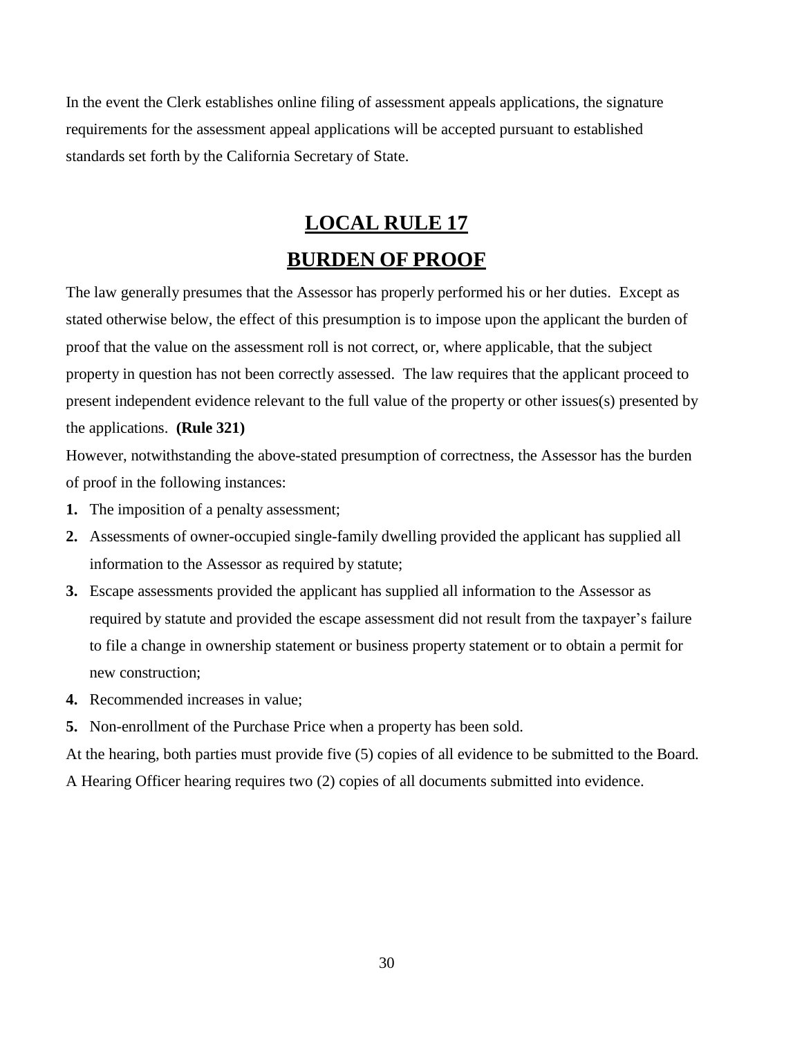In the event the Clerk establishes online filing of assessment appeals applications, the signature requirements for the assessment appeal applications will be accepted pursuant to established standards set forth by the California Secretary of State.

# LOCAL RULE 17

## BURDEN OF PROOF

The law generally presumes that the Assessor has properly performed his or her duties. Except as stated otherwise below, the effect of this presumption is to impose upon the applicant the burden of proof that the value on the assessment roll is not correct, or, where applicable, that the subject property in question has not been correctly assessed. The law requires that the applicant proceed to present independent evidence relevant to the full value of the property or other issues(s) presented by the applications. **(Rule 321)**

However, notwithstanding the above-stated presumption of correctness, the Assessor has the burden of proof in the following instances:

1. The imposition of a penalty assessment;
2. Assessments of owner-occupied single-family dwelling provided the applicant has supplied all information to the Assessor as required by statute;
3. Escape assessments provided the applicant has supplied all information to the Assessor as required by statute and provided the escape assessment did not result from the taxpayer's failure to file a change in ownership statement or business property statement or to obtain a permit for new construction;
4. Recommended increases in value;
5. Non-enrollment of the Purchase Price when a property has been sold.

At the hearing, both parties must provide five (5) copies of all evidence to be submitted to the Board. A Hearing Officer hearing requires two (2) copies of all documents submitted into evidence.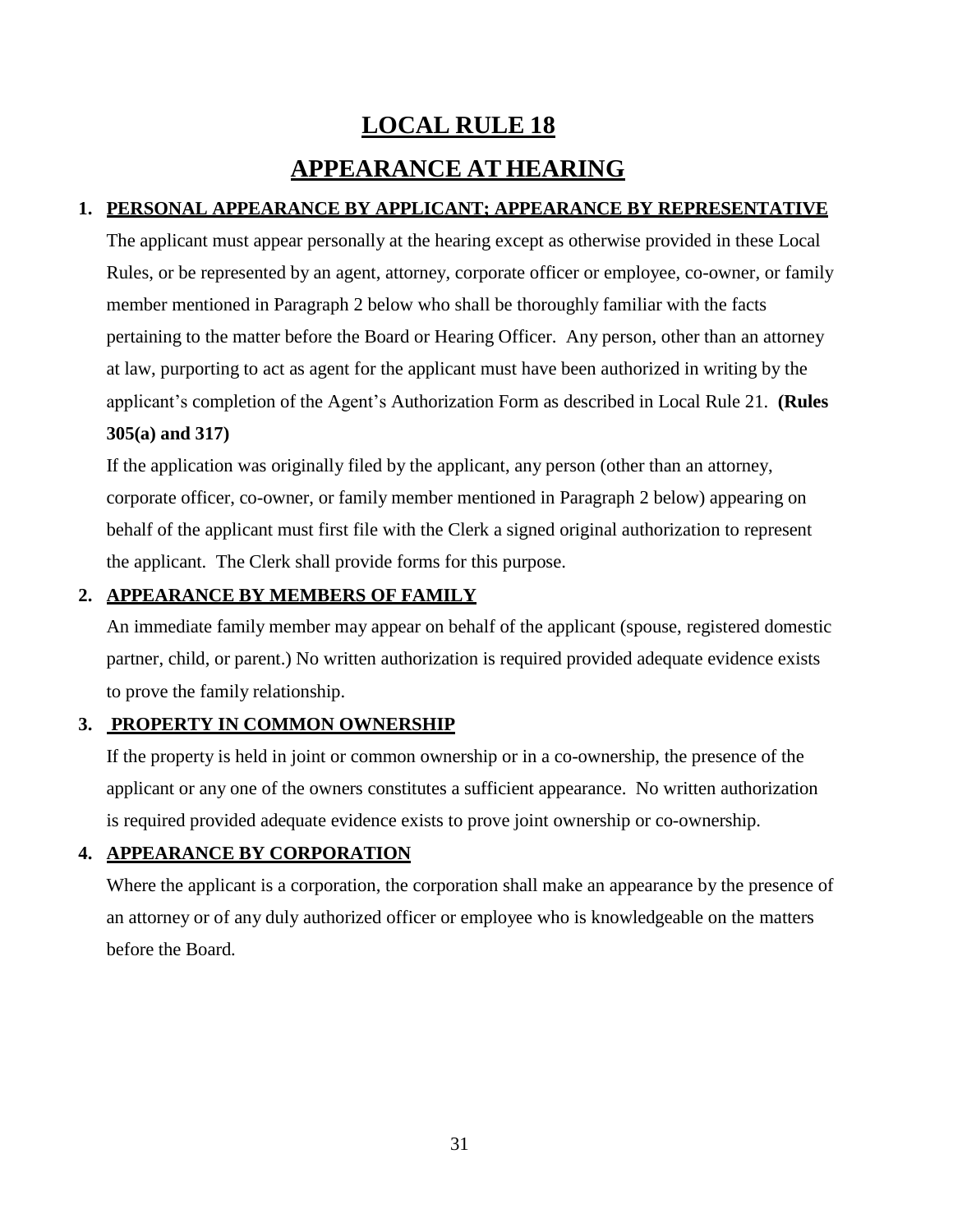# LOCAL RULE 18

# APPEARANCE AT HEARING

## 1. PERSONAL APPEARANCE BY APPLICANT; APPEARANCE BY REPRESENTATIVE

The applicant must appear personally at the hearing except as otherwise provided in these Local Rules, or be represented by an agent, attorney, corporate officer or employee, co-owner, or family member mentioned in Paragraph 2 below who shall be thoroughly familiar with the facts pertaining to the matter before the Board or Hearing Officer. Any person, other than an attorney at law, purporting to act as agent for the applicant must have been authorized in writing by the applicant's completion of the Agent's Authorization Form as described in Local Rule 21. **(Rules 305(a) and 317)**

If the application was originally filed by the applicant, any person (other than an attorney, corporate officer, co-owner, or family member mentioned in Paragraph 2 below) appearing on behalf of the applicant must first file with the Clerk a signed original authorization to represent the applicant. The Clerk shall provide forms for this purpose.

## 2. APPEARANCE BY MEMBERS OF FAMILY

An immediate family member may appear on behalf of the applicant (spouse, registered domestic partner, child, or parent.) No written authorization is required provided adequate evidence exists to prove the family relationship.

## 3. PROPERTY IN COMMON OWNERSHIP

If the property is held in joint or common ownership or in a co-ownership, the presence of the applicant or any one of the owners constitutes a sufficient appearance. No written authorization is required provided adequate evidence exists to prove joint ownership or co-ownership.

## 4. APPEARANCE BY CORPORATION

Where the applicant is a corporation, the corporation shall make an appearance by the presence of an attorney or of any duly authorized officer or employee who is knowledgeable on the matters before the Board.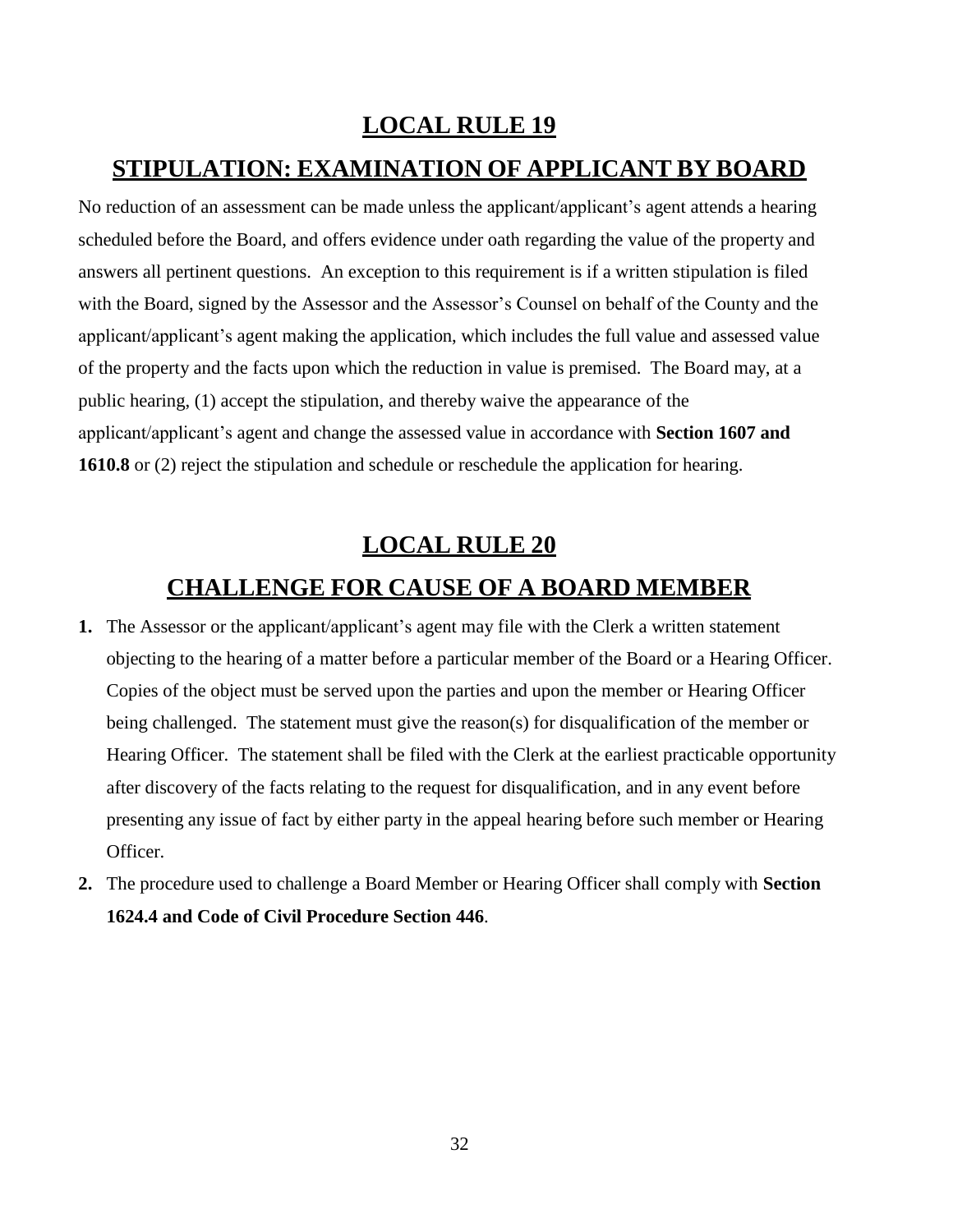# LOCAL RULE 19

## STIPULATION: EXAMINATION OF APPLICANT BY BOARD

No reduction of an assessment can be made unless the applicant/applicant's agent attends a hearing scheduled before the Board, and offers evidence under oath regarding the value of the property and answers all pertinent questions. An exception to this requirement is if a written stipulation is filed with the Board, signed by the Assessor and the Assessor's Counsel on behalf of the County and the applicant/applicant's agent making the application, which includes the full value and assessed value of the property and the facts upon which the reduction in value is premised. The Board may, at a public hearing, (1) accept the stipulation, and thereby waive the appearance of the applicant/applicant's agent and change the assessed value in accordance with **Section 1607 and 1610.8** or (2) reject the stipulation and schedule or reschedule the application for hearing.

# LOCAL RULE 20

## CHALLENGE FOR CAUSE OF A BOARD MEMBER

1. The Assessor or the applicant/applicant's agent may file with the Clerk a written statement objecting to the hearing of a matter before a particular member of the Board or a Hearing Officer. Copies of the object must be served upon the parties and upon the member or Hearing Officer being challenged. The statement must give the reason(s) for disqualification of the member or Hearing Officer. The statement shall be filed with the Clerk at the earliest practicable opportunity after discovery of the facts relating to the request for disqualification, and in any event before presenting any issue of fact by either party in the appeal hearing before such member or Hearing Officer.
2. The procedure used to challenge a Board Member or Hearing Officer shall comply with **Section 1624.4 and Code of Civil Procedure Section 446**.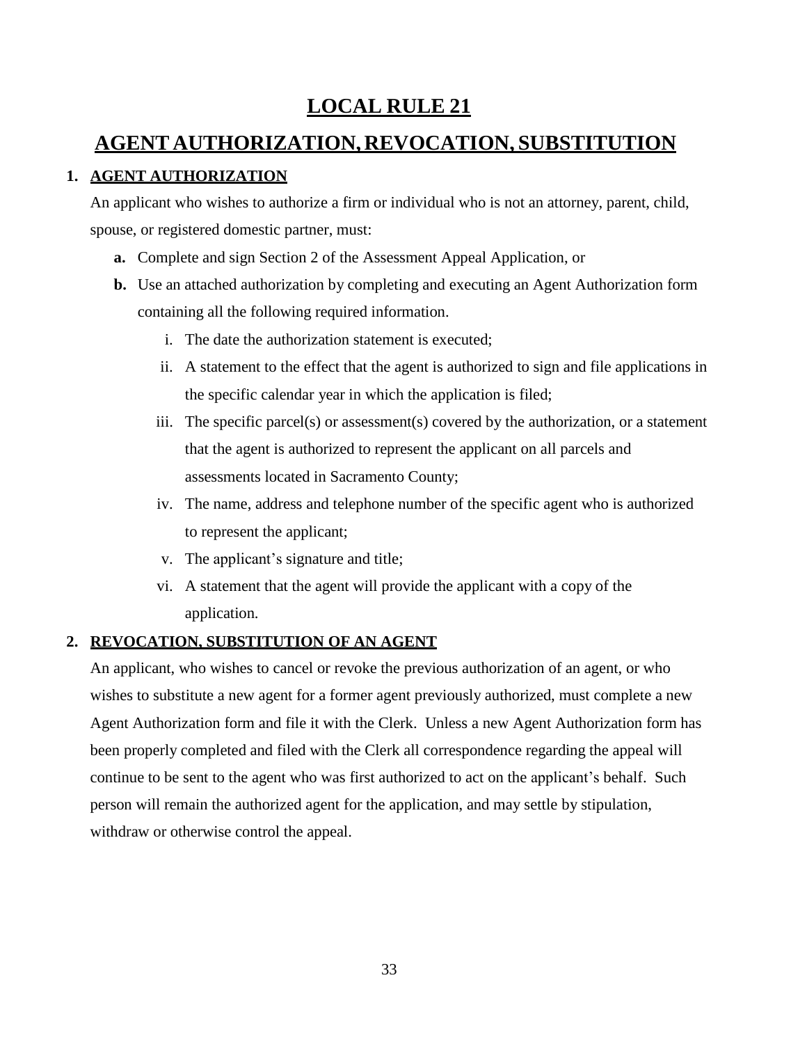# LOCAL RULE 21

# AGENT AUTHORIZATION, REVOCATION, SUBSTITUTION

## 1. AGENT AUTHORIZATION

An applicant who wishes to authorize a firm or individual who is not an attorney, parent, child, spouse, or registered domestic partner, must:

- **a.** Complete and sign Section 2 of the Assessment Appeal Application, or
- **b.** Use an attached authorization by completing and executing an Agent Authorization form containing all the following required information.
  - i. The date the authorization statement is executed;
  - ii. A statement to the effect that the agent is authorized to sign and file applications in the specific calendar year in which the application is filed;
  - iii. The specific parcel(s) or assessment(s) covered by the authorization, or a statement that the agent is authorized to represent the applicant on all parcels and assessments located in Sacramento County;
  - iv. The name, address and telephone number of the specific agent who is authorized to represent the applicant;
  - v. The applicant's signature and title;
  - vi. A statement that the agent will provide the applicant with a copy of the application.

## 2. REVOCATION, SUBSTITUTION OF AN AGENT

An applicant, who wishes to cancel or revoke the previous authorization of an agent, or who wishes to substitute a new agent for a former agent previously authorized, must complete a new Agent Authorization form and file it with the Clerk. Unless a new Agent Authorization form has been properly completed and filed with the Clerk all correspondence regarding the appeal will continue to be sent to the agent who was first authorized to act on the applicant's behalf. Such person will remain the authorized agent for the application, and may settle by stipulation, withdraw or otherwise control the appeal.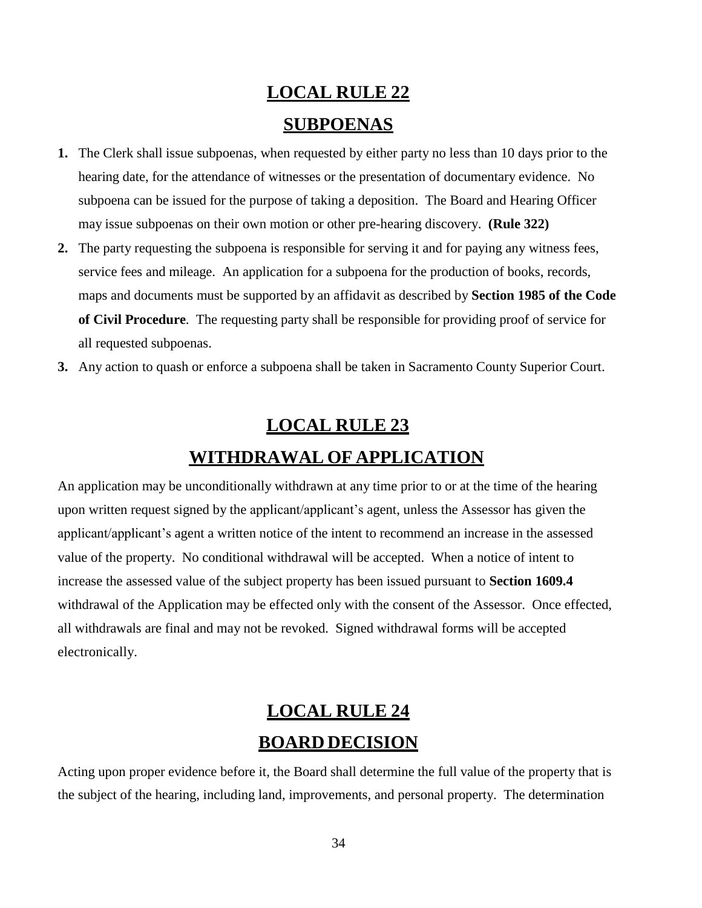## LOCAL RULE 22

## SUBPOENAS

1. The Clerk shall issue subpoenas, when requested by either party no less than 10 days prior to the hearing date, for the attendance of witnesses or the presentation of documentary evidence. No subpoena can be issued for the purpose of taking a deposition. The Board and Hearing Officer may issue subpoenas on their own motion or other pre-hearing discovery. **(Rule 322)**
2. The party requesting the subpoena is responsible for serving it and for paying any witness fees, service fees and mileage. An application for a subpoena for the production of books, records, maps and documents must be supported by an affidavit as described by **Section 1985 of the Code of Civil Procedure**. The requesting party shall be responsible for providing proof of service for all requested subpoenas.
3. Any action to quash or enforce a subpoena shall be taken in Sacramento County Superior Court.

## LOCAL RULE 23

## WITHDRAWAL OF APPLICATION

An application may be unconditionally withdrawn at any time prior to or at the time of the hearing upon written request signed by the applicant/applicant's agent, unless the Assessor has given the applicant/applicant's agent a written notice of the intent to recommend an increase in the assessed value of the property. No conditional withdrawal will be accepted. When a notice of intent to increase the assessed value of the subject property has been issued pursuant to **Section 1609.4** withdrawal of the Application may be effected only with the consent of the Assessor. Once effected, all withdrawals are final and may not be revoked. Signed withdrawal forms will be accepted electronically.

## LOCAL RULE 24

## BOARD DECISION

Acting upon proper evidence before it, the Board shall determine the full value of the property that is the subject of the hearing, including land, improvements, and personal property. The determination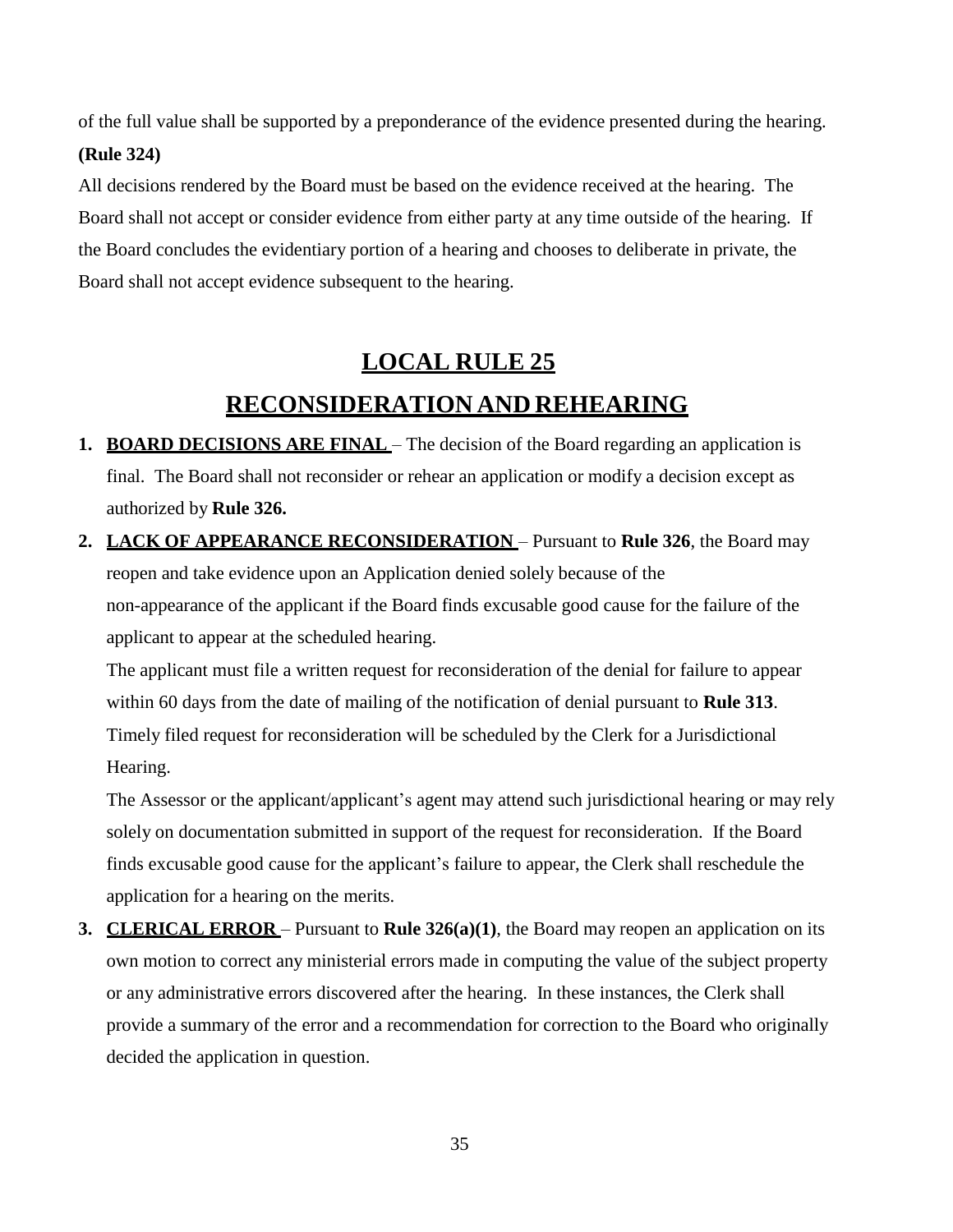of the full value shall be supported by a preponderance of the evidence presented during the hearing. **(Rule 324)**

All decisions rendered by the Board must be based on the evidence received at the hearing. The Board shall not accept or consider evidence from either party at any time outside of the hearing. If the Board concludes the evidentiary portion of a hearing and chooses to deliberate in private, the Board shall not accept evidence subsequent to the hearing.

# LOCAL RULE 25

# RECONSIDERATION AND REHEARING

1. **BOARD DECISIONS ARE FINAL** – The decision of the Board regarding an application is final. The Board shall not reconsider or rehear an application or modify a decision except as authorized by **Rule 326.**

2. **LACK OF APPEARANCE RECONSIDERATION** – Pursuant to **Rule 326**, the Board may reopen and take evidence upon an Application denied solely because of the non-appearance of the applicant if the Board finds excusable good cause for the failure of the applicant to appear at the scheduled hearing.

   The applicant must file a written request for reconsideration of the denial for failure to appear within 60 days from the date of mailing of the notification of denial pursuant to **Rule 313**. Timely filed request for reconsideration will be scheduled by the Clerk for a Jurisdictional Hearing.

   The Assessor or the applicant/applicant's agent may attend such jurisdictional hearing or may rely solely on documentation submitted in support of the request for reconsideration. If the Board finds excusable good cause for the applicant's failure to appear, the Clerk shall reschedule the application for a hearing on the merits.

3. **CLERICAL ERROR** – Pursuant to **Rule 326(a)(1)**, the Board may reopen an application on its own motion to correct any ministerial errors made in computing the value of the subject property or any administrative errors discovered after the hearing. In these instances, the Clerk shall provide a summary of the error and a recommendation for correction to the Board who originally decided the application in question.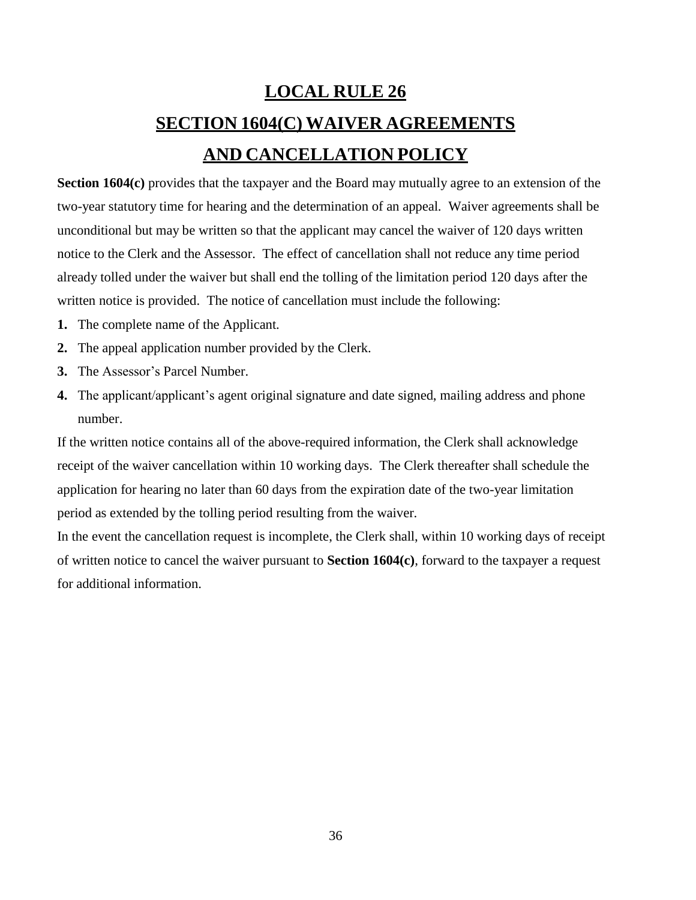# LOCAL RULE 26

# SECTION 1604(C) WAIVER AGREEMENTS AND CANCELLATION POLICY

**Section 1604(c)** provides that the taxpayer and the Board may mutually agree to an extension of the two-year statutory time for hearing and the determination of an appeal. Waiver agreements shall be unconditional but may be written so that the applicant may cancel the waiver of 120 days written notice to the Clerk and the Assessor. The effect of cancellation shall not reduce any time period already tolled under the waiver but shall end the tolling of the limitation period 120 days after the written notice is provided. The notice of cancellation must include the following:

1. The complete name of the Applicant.
2. The appeal application number provided by the Clerk.
3. The Assessor's Parcel Number.
4. The applicant/applicant's agent original signature and date signed, mailing address and phone number.

If the written notice contains all of the above-required information, the Clerk shall acknowledge receipt of the waiver cancellation within 10 working days. The Clerk thereafter shall schedule the application for hearing no later than 60 days from the expiration date of the two-year limitation period as extended by the tolling period resulting from the waiver.

In the event the cancellation request is incomplete, the Clerk shall, within 10 working days of receipt of written notice to cancel the waiver pursuant to **Section 1604(c)**, forward to the taxpayer a request for additional information.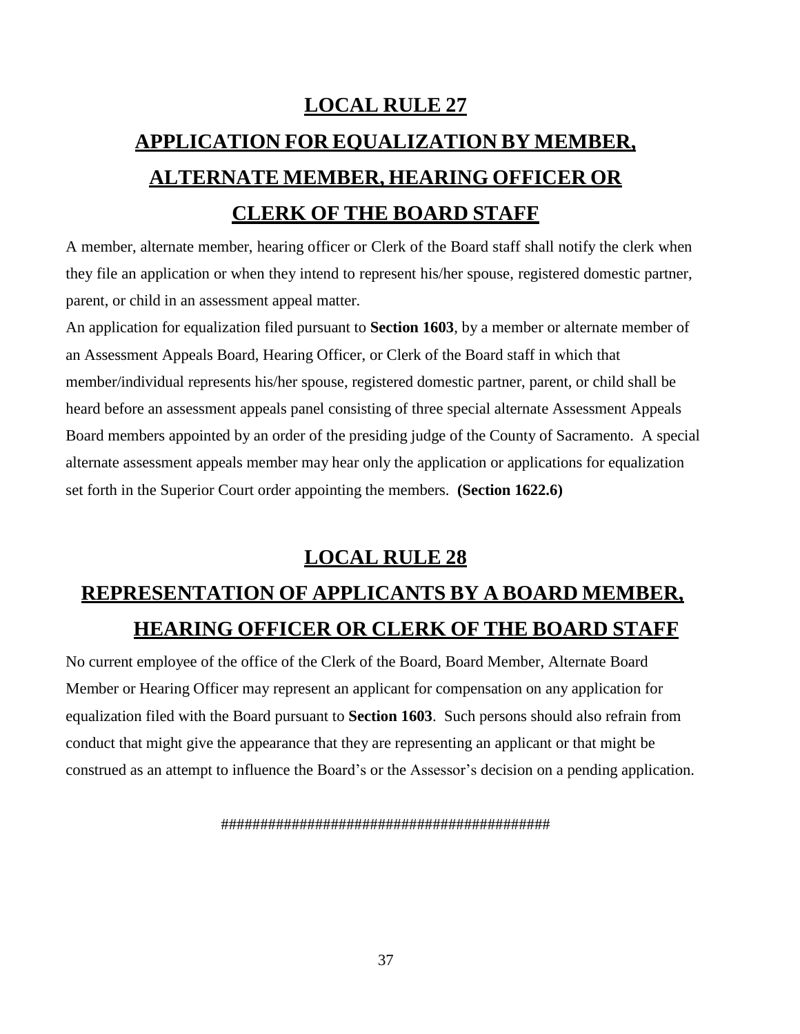# LOCAL RULE 27

## APPLICATION FOR EQUALIZATION BY MEMBER, ALTERNATE MEMBER, HEARING OFFICER OR CLERK OF THE BOARD STAFF

A member, alternate member, hearing officer or Clerk of the Board staff shall notify the clerk when they file an application or when they intend to represent his/her spouse, registered domestic partner, parent, or child in an assessment appeal matter.

An application for equalization filed pursuant to **Section 1603**, by a member or alternate member of an Assessment Appeals Board, Hearing Officer, or Clerk of the Board staff in which that member/individual represents his/her spouse, registered domestic partner, parent, or child shall be heard before an assessment appeals panel consisting of three special alternate Assessment Appeals Board members appointed by an order of the presiding judge of the County of Sacramento. A special alternate assessment appeals member may hear only the application or applications for equalization set forth in the Superior Court order appointing the members. **(Section 1622.6)**

# LOCAL RULE 28

## REPRESENTATION OF APPLICANTS BY A BOARD MEMBER, HEARING OFFICER OR CLERK OF THE BOARD STAFF

No current employee of the office of the Clerk of the Board, Board Member, Alternate Board Member or Hearing Officer may represent an applicant for compensation on any application for equalization filed with the Board pursuant to **Section 1603**. Such persons should also refrain from conduct that might give the appearance that they are representing an applicant or that might be construed as an attempt to influence the Board's or the Assessor's decision on a pending application.

##########################################